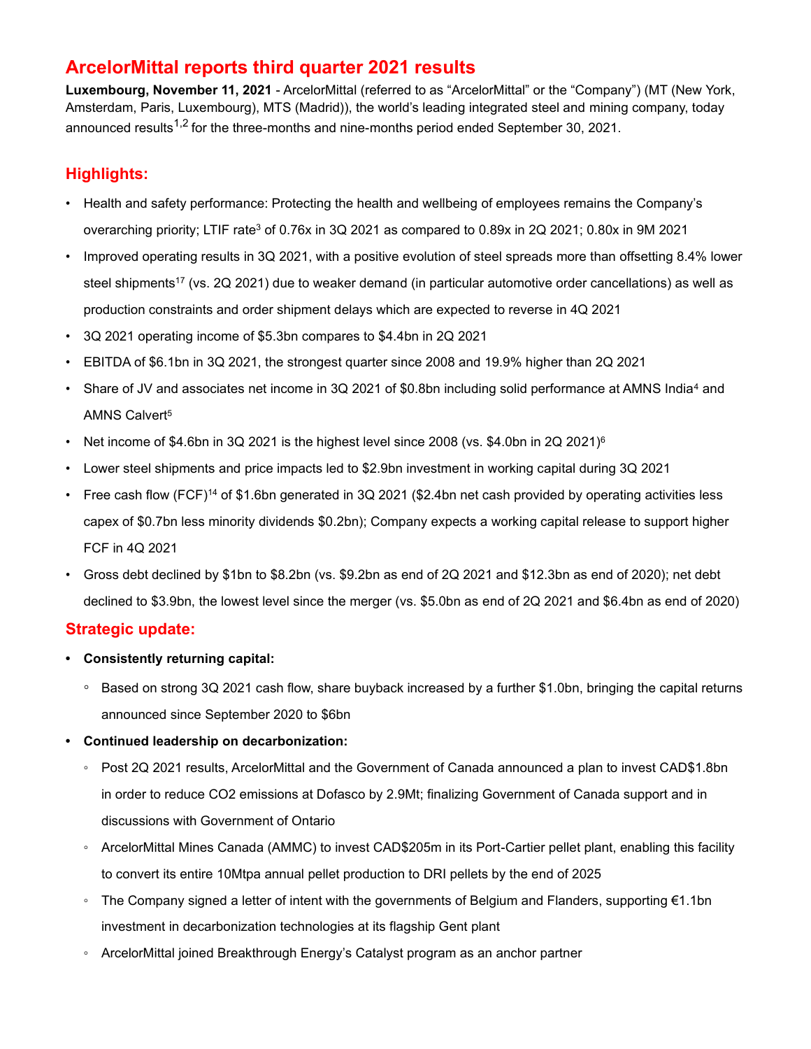# ArcelorMittal reports third quarter 2021 results

**Luxembourg, November 11, 2021** - ArcelorMittal (referred to as "ArcelorMittal" or the "Company") (MT (New York, Amsterdam, Paris, Luxembourg), MTS (Madrid)), the world's leading integrated steel and mining company, today announced results[1,2] for the three-months and nine-months period ended September 30, 2021.

## Highlights:

- Health and safety performance: Protecting the health and wellbeing of employees remains the Company's overarching priority; LTIF rate[3] of 0.76x in 3Q 2021 as compared to 0.89x in 2Q 2021; 0.80x in 9M 2021
- Improved operating results in 3Q 2021, with a positive evolution of steel spreads more than offsetting 8.4% lower steel shipments[17] (vs. 2Q 2021) due to weaker demand (in particular automotive order cancellations) as well as production constraints and order shipment delays which are expected to reverse in 4Q 2021
- 3Q 2021 operating income of $5.3bn compares to $4.4bn in 2Q 2021
- EBITDA of $6.1bn in 3Q 2021, the strongest quarter since 2008 and 19.9% higher than 2Q 2021
- Share of JV and associates net income in 3Q 2021 of $0.8bn including solid performance at AMNS India[4] and AMNS Calvert[5]
- Net income of $4.6bn in 3Q 2021 is the highest level since 2008 (vs. $4.0bn in 2Q 2021)[6]
- Lower steel shipments and price impacts led to $2.9bn investment in working capital during 3Q 2021
- Free cash flow (FCF)[14] of $1.6bn generated in 3Q 2021 ($2.4bn net cash provided by operating activities less capex of $0.7bn less minority dividends $0.2bn); Company expects a working capital release to support higher FCF in 4Q 2021
- Gross debt declined by $1bn to $8.2bn (vs. $9.2bn as end of 2Q 2021 and $12.3bn as end of 2020); net debt declined to $3.9bn, the lowest level since the merger (vs. $5.0bn as end of 2Q 2021 and $6.4bn as end of 2020)

## Strategic update:

- **Consistently returning capital:**
  - Based on strong 3Q 2021 cash flow, share buyback increased by a further $1.0bn, bringing the capital returns announced since September 2020 to $6bn
- **Continued leadership on decarbonization:**
  - Post 2Q 2021 results, ArcelorMittal and the Government of Canada announced a plan to invest CAD$1.8bn in order to reduce $CO_2$ emissions at Dofasco by 2.9Mt; finalizing Government of Canada support and in discussions with Government of Ontario
  - ArcelorMittal Mines Canada (AMMC) to invest CAD$205m in its Port-Cartier pellet plant, enabling this facility to convert its entire 10Mtpa annual pellet production to DRI pellets by the end of 2025
  - The Company signed a letter of intent with the governments of Belgium and Flanders, supporting €1.1bn investment in decarbonization technologies at its flagship Gent plant
  - ArcelorMittal joined Breakthrough Energy's Catalyst program as an anchor partner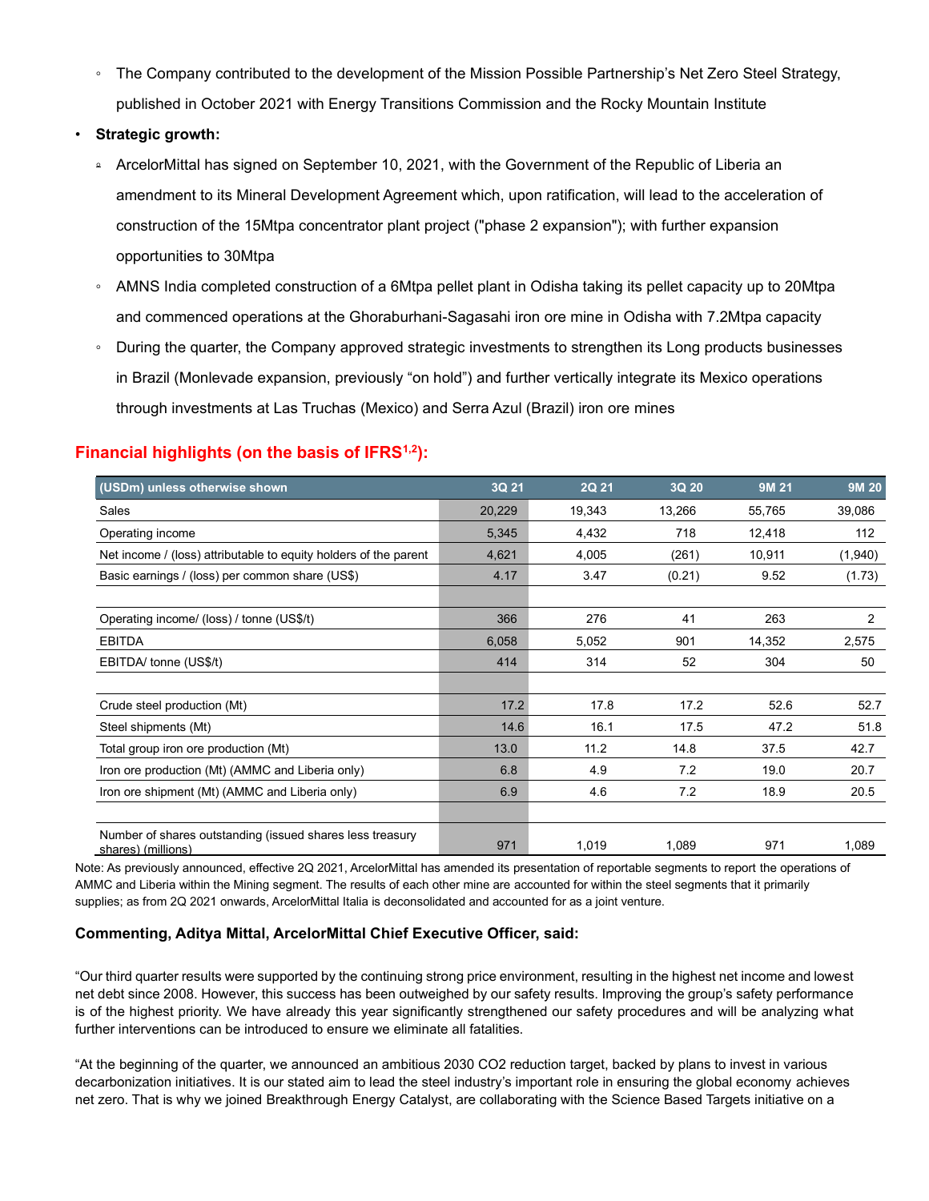- The Company contributed to the development of the Mission Possible Partnership's Net Zero Steel Strategy, published in October 2021 with Energy Transitions Commission and the Rocky Mountain Institute

- **Strategic growth:**
  - ArcelorMittal has signed on September 10, 2021, with the Government of the Republic of Liberia an amendment to its Mineral Development Agreement which, upon ratification, will lead to the acceleration of construction of the 15Mtpa concentrator plant project ("phase 2 expansion"); with further expansion opportunities to 30Mtpa
  - AMNS India completed construction of a 6Mtpa pellet plant in Odisha taking its pellet capacity up to 20Mtpa and commenced operations at the Ghoraburhani-Sagasahi iron ore mine in Odisha with 7.2Mtpa capacity
  - During the quarter, the Company approved strategic investments to strengthen its Long products businesses in Brazil (Monlevade expansion, previously "on hold") and further vertically integrate its Mexico operations through investments at Las Truchas (Mexico) and Serra Azul (Brazil) iron ore mines

## Financial highlights (on the basis of IFRS[1,2]):

| (USDm) unless otherwise shown | 3Q 21 | 2Q 21 | 3Q 20 | 9M 21 | 9M 20 |
|---|---|---|---|---|---|
| Sales | 20,229 | 19,343 | 13,266 | 55,765 | 39,086 |
| Operating income | 5,345 | 4,432 | 718 | 12,418 | 112 |
| Net income / (loss) attributable to equity holders of the parent | 4,621 | 4,005 | (261) | 10,911 | (1,940) |
| Basic earnings / (loss) per common share (US$) | 4.17 | 3.47 | (0.21) | 9.52 | (1.73) |
| | | | | | |
| Operating income/ (loss) / tonne (US$/t) | 366 | 276 | 41 | 263 | 2 |
| EBITDA | 6,058 | 5,052 | 901 | 14,352 | 2,575 |
| EBITDA/ tonne (US$/t) | 414 | 314 | 52 | 304 | 50 |
| | | | | | |
| Crude steel production (Mt) | 17.2 | 17.8 | 17.2 | 52.6 | 52.7 |
| Steel shipments (Mt) | 14.6 | 16.1 | 17.5 | 47.2 | 51.8 |
| Total group iron ore production (Mt) | 13.0 | 11.2 | 14.8 | 37.5 | 42.7 |
| Iron ore production (Mt) (AMMC and Liberia only) | 6.8 | 4.9 | 7.2 | 19.0 | 20.7 |
| Iron ore shipment (Mt) (AMMC and Liberia only) | 6.9 | 4.6 | 7.2 | 18.9 | 20.5 |
| | | | | | |
| Number of shares outstanding (issued shares less treasury shares) (millions) | 971 | 1,019 | 1,089 | 971 | 1,089 |

Note: As previously announced, effective 2Q 2021, ArcelorMittal has amended its presentation of reportable segments to report the operations of AMMC and Liberia within the Mining segment. The results of each other mine are accounted for within the steel segments that it primarily supplies; as from 2Q 2021 onwards, ArcelorMittal Italia is deconsolidated and accounted for as a joint venture.

**Commenting, Aditya Mittal, ArcelorMittal Chief Executive Officer, said:**

"Our third quarter results were supported by the continuing strong price environment, resulting in the highest net income and lowest net debt since 2008. However, this success has been outweighed by our safety results. Improving the group's safety performance is of the highest priority. We have already this year significantly strengthened our safety procedures and will be analyzing what further interventions can be introduced to ensure we eliminate all fatalities.

"At the beginning of the quarter, we announced an ambitious 2030 $CO_2$ reduction target, backed by plans to invest in various decarbonization initiatives. It is our stated aim to lead the steel industry's important role in ensuring the global economy achieves net zero. That is why we joined Breakthrough Energy Catalyst, are collaborating with the Science Based Targets initiative on a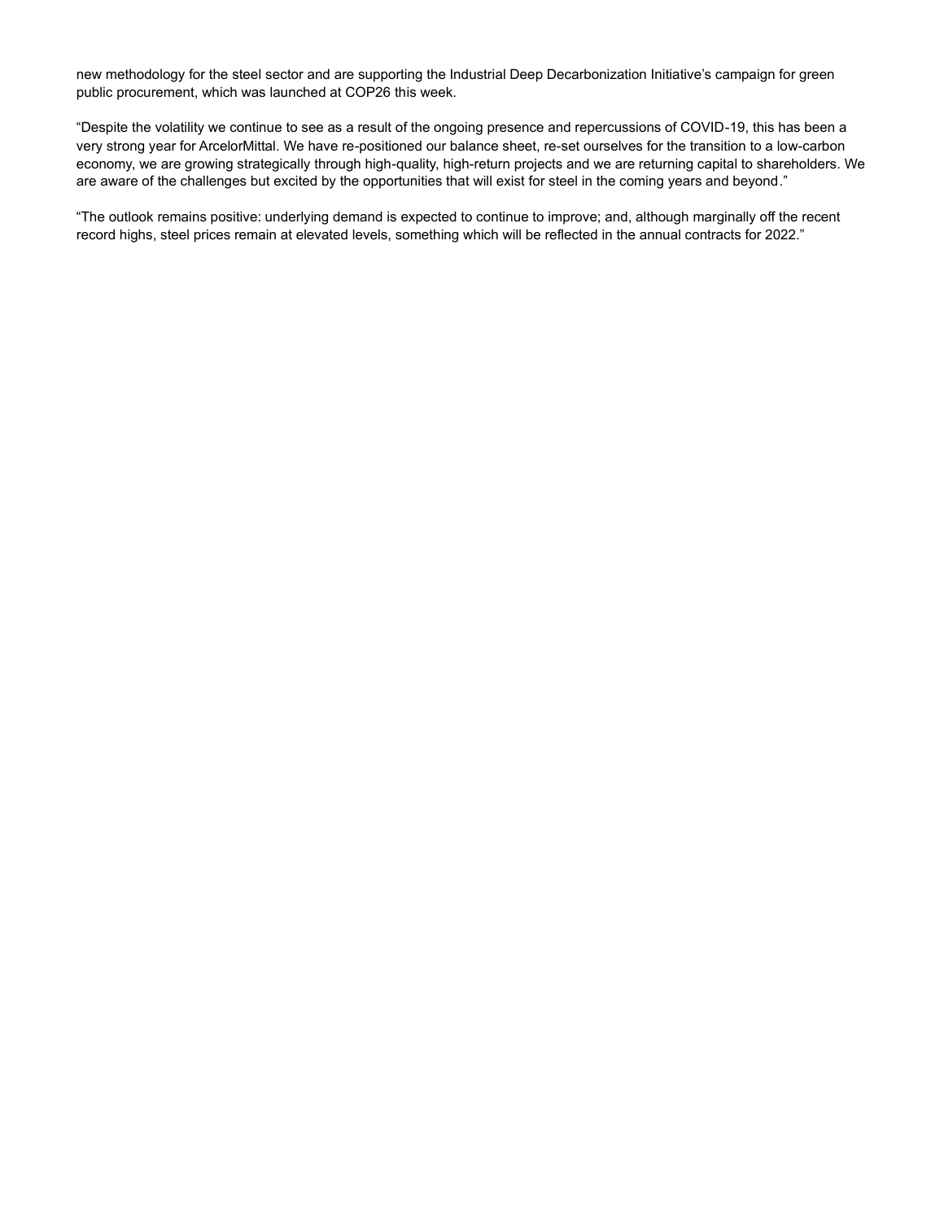new methodology for the steel sector and are supporting the Industrial Deep Decarbonization Initiative's campaign for green public procurement, which was launched at COP26 this week.

"Despite the volatility we continue to see as a result of the ongoing presence and repercussions of COVID-19, this has been a very strong year for ArcelorMittal. We have re-positioned our balance sheet, re-set ourselves for the transition to a low-carbon economy, we are growing strategically through high-quality, high-return projects and we are returning capital to shareholders. We are aware of the challenges but excited by the opportunities that will exist for steel in the coming years and beyond."

"The outlook remains positive: underlying demand is expected to continue to improve; and, although marginally off the recent record highs, steel prices remain at elevated levels, something which will be reflected in the annual contracts for 2022."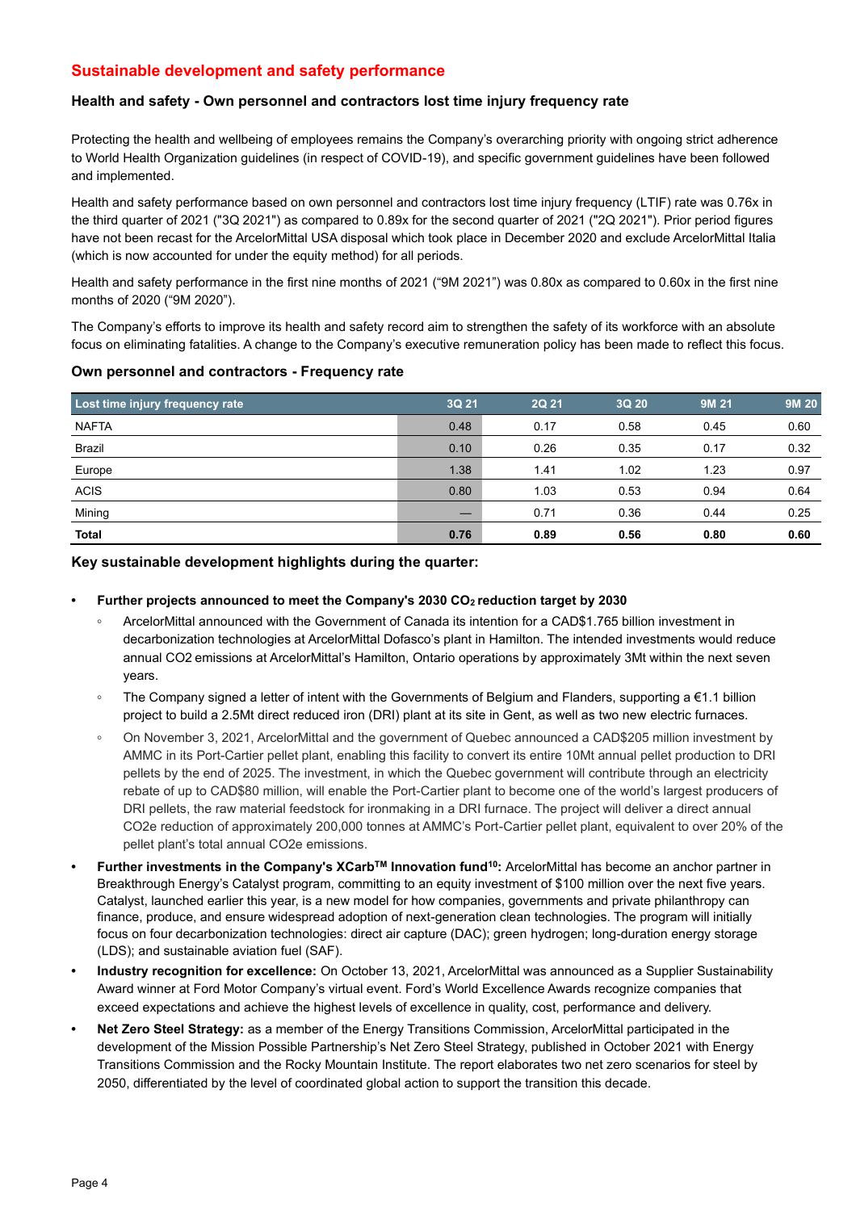## Sustainable development and safety performance

### Health and safety - Own personnel and contractors lost time injury frequency rate

Protecting the health and wellbeing of employees remains the Company's overarching priority with ongoing strict adherence to World Health Organization guidelines (in respect of COVID-19), and specific government guidelines have been followed and implemented.

Health and safety performance based on own personnel and contractors lost time injury frequency (LTIF) rate was 0.76x in the third quarter of 2021 ("3Q 2021") as compared to 0.89x for the second quarter of 2021 ("2Q 2021"). Prior period figures have not been recast for the ArcelorMittal USA disposal which took place in December 2020 and exclude ArcelorMittal Italia (which is now accounted for under the equity method) for all periods.

Health and safety performance in the first nine months of 2021 ("9M 2021") was 0.80x as compared to 0.60x in the first nine months of 2020 ("9M 2020").

The Company's efforts to improve its health and safety record aim to strengthen the safety of its workforce with an absolute focus on eliminating fatalities. A change to the Company's executive remuneration policy has been made to reflect this focus.

### Own personnel and contractors - Frequency rate

| Lost time injury frequency rate | 3Q 21 | 2Q 21 | 3Q 20 | 9M 21 | 9M 20 |
|---|---|---|---|---|---|
| NAFTA | 0.48 | 0.17 | 0.58 | 0.45 | 0.60 |
| Brazil | 0.10 | 0.26 | 0.35 | 0.17 | 0.32 |
| Europe | 1.38 | 1.41 | 1.02 | 1.23 | 0.97 |
| ACIS | 0.80 | 1.03 | 0.53 | 0.94 | 0.64 |
| Mining | — | 0.71 | 0.36 | 0.44 | 0.25 |
| **Total** | **0.76** | **0.89** | **0.56** | **0.80** | **0.60** |

### Key sustainable development highlights during the quarter:

- **Further projects announced to meet the Company's 2030 $CO_2$ reduction target by 2030**
  - ArcelorMittal announced with the Government of Canada its intention for a CAD$1.765 billion investment in decarbonization technologies at ArcelorMittal Dofasco's plant in Hamilton. The intended investments would reduce annual CO2 emissions at ArcelorMittal's Hamilton, Ontario operations by approximately 3Mt within the next seven years.
  - The Company signed a letter of intent with the Governments of Belgium and Flanders, supporting a €1.1 billion project to build a 2.5Mt direct reduced iron (DRI) plant at its site in Gent, as well as two new electric furnaces.
  - On November 3, 2021, ArcelorMittal and the government of Quebec announced a CAD$205 million investment by AMMC in its Port-Cartier pellet plant, enabling this facility to convert its entire 10Mt annual pellet production to DRI pellets by the end of 2025. The investment, in which the Quebec government will contribute through an electricity rebate of up to CAD$80 million, will enable the Port-Cartier plant to become one of the world's largest producers of DRI pellets, the raw material feedstock for ironmaking in a DRI furnace. The project will deliver a direct annual CO2e reduction of approximately 200,000 tonnes at AMMC's Port-Cartier pellet plant, equivalent to over 20% of the pellet plant's total annual CO2e emissions.
- **Further investments in the Company's XCarb™ Innovation fund[10]:** ArcelorMittal has become an anchor partner in Breakthrough Energy's Catalyst program, committing to an equity investment of $100 million over the next five years. Catalyst, launched earlier this year, is a new model for how companies, governments and private philanthropy can finance, produce, and ensure widespread adoption of next-generation clean technologies. The program will initially focus on four decarbonization technologies: direct air capture (DAC); green hydrogen; long-duration energy storage (LDS); and sustainable aviation fuel (SAF).
- **Industry recognition for excellence:** On October 13, 2021, ArcelorMittal was announced as a Supplier Sustainability Award winner at Ford Motor Company's virtual event. Ford's World Excellence Awards recognize companies that exceed expectations and achieve the highest levels of excellence in quality, cost, performance and delivery.
- **Net Zero Steel Strategy:** as a member of the Energy Transitions Commission, ArcelorMittal participated in the development of the Mission Possible Partnership's Net Zero Steel Strategy, published in October 2021 with Energy Transitions Commission and the Rocky Mountain Institute. The report elaborates two net zero scenarios for steel by 2050, differentiated by the level of coordinated global action to support the transition this decade.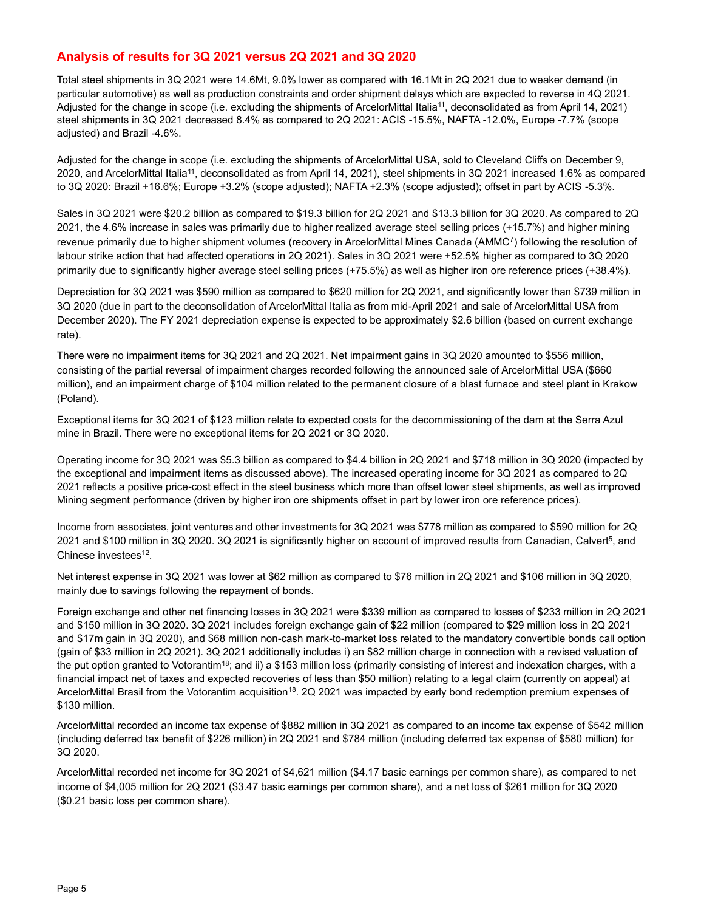## Analysis of results for 3Q 2021 versus 2Q 2021 and 3Q 2020

Total steel shipments in 3Q 2021 were 14.6Mt, 9.0% lower as compared with 16.1Mt in 2Q 2021 due to weaker demand (in particular automotive) as well as production constraints and order shipment delays which are expected to reverse in 4Q 2021. Adjusted for the change in scope (i.e. excluding the shipments of ArcelorMittal Italia[11], deconsolidated as from April 14, 2021) steel shipments in 3Q 2021 decreased 8.4% as compared to 2Q 2021: ACIS -15.5%, NAFTA -12.0%, Europe -7.7% (scope adjusted) and Brazil -4.6%.

Adjusted for the change in scope (i.e. excluding the shipments of ArcelorMittal USA, sold to Cleveland Cliffs on December 9, 2020, and ArcelorMittal Italia[11], deconsolidated as from April 14, 2021), steel shipments in 3Q 2021 increased 1.6% as compared to 3Q 2020: Brazil +16.6%; Europe +3.2% (scope adjusted); NAFTA +2.3% (scope adjusted); offset in part by ACIS -5.3%.

Sales in 3Q 2021 were $20.2 billion as compared to $19.3 billion for 2Q 2021 and $13.3 billion for 3Q 2020. As compared to 2Q 2021, the 4.6% increase in sales was primarily due to higher realized average steel selling prices (+15.7%) and higher mining revenue primarily due to higher shipment volumes (recovery in ArcelorMittal Mines Canada (AMMC[7]) following the resolution of labour strike action that had affected operations in 2Q 2021). Sales in 3Q 2021 were +52.5% higher as compared to 3Q 2020 primarily due to significantly higher average steel selling prices (+75.5%) as well as higher iron ore reference prices (+38.4%).

Depreciation for 3Q 2021 was $590 million as compared to $620 million for 2Q 2021, and significantly lower than $739 million in 3Q 2020 (due in part to the deconsolidation of ArcelorMittal Italia as from mid-April 2021 and sale of ArcelorMittal USA from December 2020). The FY 2021 depreciation expense is expected to be approximately $2.6 billion (based on current exchange rate).

There were no impairment items for 3Q 2021 and 2Q 2021. Net impairment gains in 3Q 2020 amounted to $556 million, consisting of the partial reversal of impairment charges recorded following the announced sale of ArcelorMittal USA ($660 million), and an impairment charge of $104 million related to the permanent closure of a blast furnace and steel plant in Krakow (Poland).

Exceptional items for 3Q 2021 of $123 million relate to expected costs for the decommissioning of the dam at the Serra Azul mine in Brazil. There were no exceptional items for 2Q 2021 or 3Q 2020.

Operating income for 3Q 2021 was $5.3 billion as compared to $4.4 billion in 2Q 2021 and $718 million in 3Q 2020 (impacted by the exceptional and impairment items as discussed above). The increased operating income for 3Q 2021 as compared to 2Q 2021 reflects a positive price-cost effect in the steel business which more than offset lower steel shipments, as well as improved Mining segment performance (driven by higher iron ore shipments offset in part by lower iron ore reference prices).

Income from associates, joint ventures and other investments for 3Q 2021 was $778 million as compared to $590 million for 2Q 2021 and $100 million in 3Q 2020. 3Q 2021 is significantly higher on account of improved results from Canadian, Calvert[5], and Chinese investees[12].

Net interest expense in 3Q 2021 was lower at $62 million as compared to $76 million in 2Q 2021 and $106 million in 3Q 2020, mainly due to savings following the repayment of bonds.

Foreign exchange and other net financing losses in 3Q 2021 were $339 million as compared to losses of $233 million in 2Q 2021 and $150 million in 3Q 2020. 3Q 2021 includes foreign exchange gain of $22 million (compared to $29 million loss in 2Q 2021 and $17m gain in 3Q 2020), and $68 million non-cash mark-to-market loss related to the mandatory convertible bonds call option (gain of $33 million in 2Q 2021). 3Q 2021 additionally includes i) an $82 million charge in connection with a revised valuation of the put option granted to Votorantim[18]; and ii) a $153 million loss (primarily consisting of interest and indexation charges, with a financial impact net of taxes and expected recoveries of less than $50 million) relating to a legal claim (currently on appeal) at ArcelorMittal Brasil from the Votorantim acquisition[18]. 2Q 2021 was impacted by early bond redemption premium expenses of $130 million.

ArcelorMittal recorded an income tax expense of $882 million in 3Q 2021 as compared to an income tax expense of $542 million (including deferred tax benefit of $226 million) in 2Q 2021 and $784 million (including deferred tax expense of $580 million) for 3Q 2020.

ArcelorMittal recorded net income for 3Q 2021 of $4,621 million ($4.17 basic earnings per common share), as compared to net income of $4,005 million for 2Q 2021 ($3.47 basic earnings per common share), and a net loss of $261 million for 3Q 2020 ($0.21 basic loss per common share).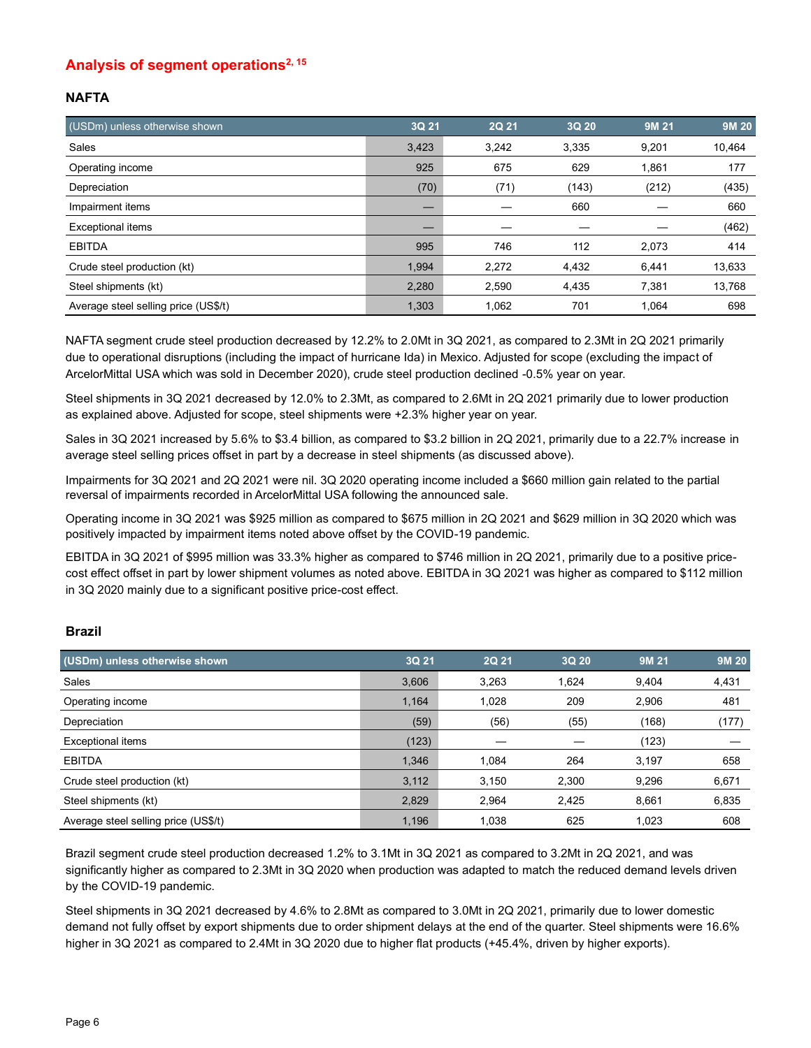## Analysis of segment operations[2, 15]

### NAFTA

| (USDm) unless otherwise shown | 3Q 21 | 2Q 21 | 3Q 20 | 9M 21 | 9M 20 |
|---|---|---|---|---|---|
| Sales | 3,423 | 3,242 | 3,335 | 9,201 | 10,464 |
| Operating income | 925 | 675 | 629 | 1,861 | 177 |
| Depreciation | (70) | (71) | (143) | (212) | (435) |
| Impairment items | — | — | 660 | — | 660 |
| Exceptional items | — | — | — | — | (462) |
| EBITDA | 995 | 746 | 112 | 2,073 | 414 |
| Crude steel production (kt) | 1,994 | 2,272 | 4,432 | 6,441 | 13,633 |
| Steel shipments (kt) | 2,280 | 2,590 | 4,435 | 7,381 | 13,768 |
| Average steel selling price (US$/t) | 1,303 | 1,062 | 701 | 1,064 | 698 |

NAFTA segment crude steel production decreased by 12.2% to 2.0Mt in 3Q 2021, as compared to 2.3Mt in 2Q 2021 primarily due to operational disruptions (including the impact of hurricane Ida) in Mexico. Adjusted for scope (excluding the impact of ArcelorMittal USA which was sold in December 2020), crude steel production declined -0.5% year on year.

Steel shipments in 3Q 2021 decreased by 12.0% to 2.3Mt, as compared to 2.6Mt in 2Q 2021 primarily due to lower production as explained above. Adjusted for scope, steel shipments were +2.3% higher year on year.

Sales in 3Q 2021 increased by 5.6% to $3.4 billion, as compared to $3.2 billion in 2Q 2021, primarily due to a 22.7% increase in average steel selling prices offset in part by a decrease in steel shipments (as discussed above).

Impairments for 3Q 2021 and 2Q 2021 were nil. 3Q 2020 operating income included a $660 million gain related to the partial reversal of impairments recorded in ArcelorMittal USA following the announced sale.

Operating income in 3Q 2021 was $925 million as compared to $675 million in 2Q 2021 and $629 million in 3Q 2020 which was positively impacted by impairment items noted above offset by the COVID-19 pandemic.

EBITDA in 3Q 2021 of $995 million was 33.3% higher as compared to $746 million in 2Q 2021, primarily due to a positive price-cost effect offset in part by lower shipment volumes as noted above. EBITDA in 3Q 2021 was higher as compared to $112 million in 3Q 2020 mainly due to a significant positive price-cost effect.

### Brazil

| (USDm) unless otherwise shown | 3Q 21 | 2Q 21 | 3Q 20 | 9M 21 | 9M 20 |
|---|---|---|---|---|---|
| Sales | 3,606 | 3,263 | 1,624 | 9,404 | 4,431 |
| Operating income | 1,164 | 1,028 | 209 | 2,906 | 481 |
| Depreciation | (59) | (56) | (55) | (168) | (177) |
| Exceptional items | (123) | — | — | (123) | — |
| EBITDA | 1,346 | 1,084 | 264 | 3,197 | 658 |
| Crude steel production (kt) | 3,112 | 3,150 | 2,300 | 9,296 | 6,671 |
| Steel shipments (kt) | 2,829 | 2,964 | 2,425 | 8,661 | 6,835 |
| Average steel selling price (US$/t) | 1,196 | 1,038 | 625 | 1,023 | 608 |

Brazil segment crude steel production decreased 1.2% to 3.1Mt in 3Q 2021 as compared to 3.2Mt in 2Q 2021, and was significantly higher as compared to 2.3Mt in 3Q 2020 when production was adapted to match the reduced demand levels driven by the COVID-19 pandemic.

Steel shipments in 3Q 2021 decreased by 4.6% to 2.8Mt as compared to 3.0Mt in 2Q 2021, primarily due to lower domestic demand not fully offset by export shipments due to order shipment delays at the end of the quarter. Steel shipments were 16.6% higher in 3Q 2021 as compared to 2.4Mt in 3Q 2020 due to higher flat products (+45.4%, driven by higher exports).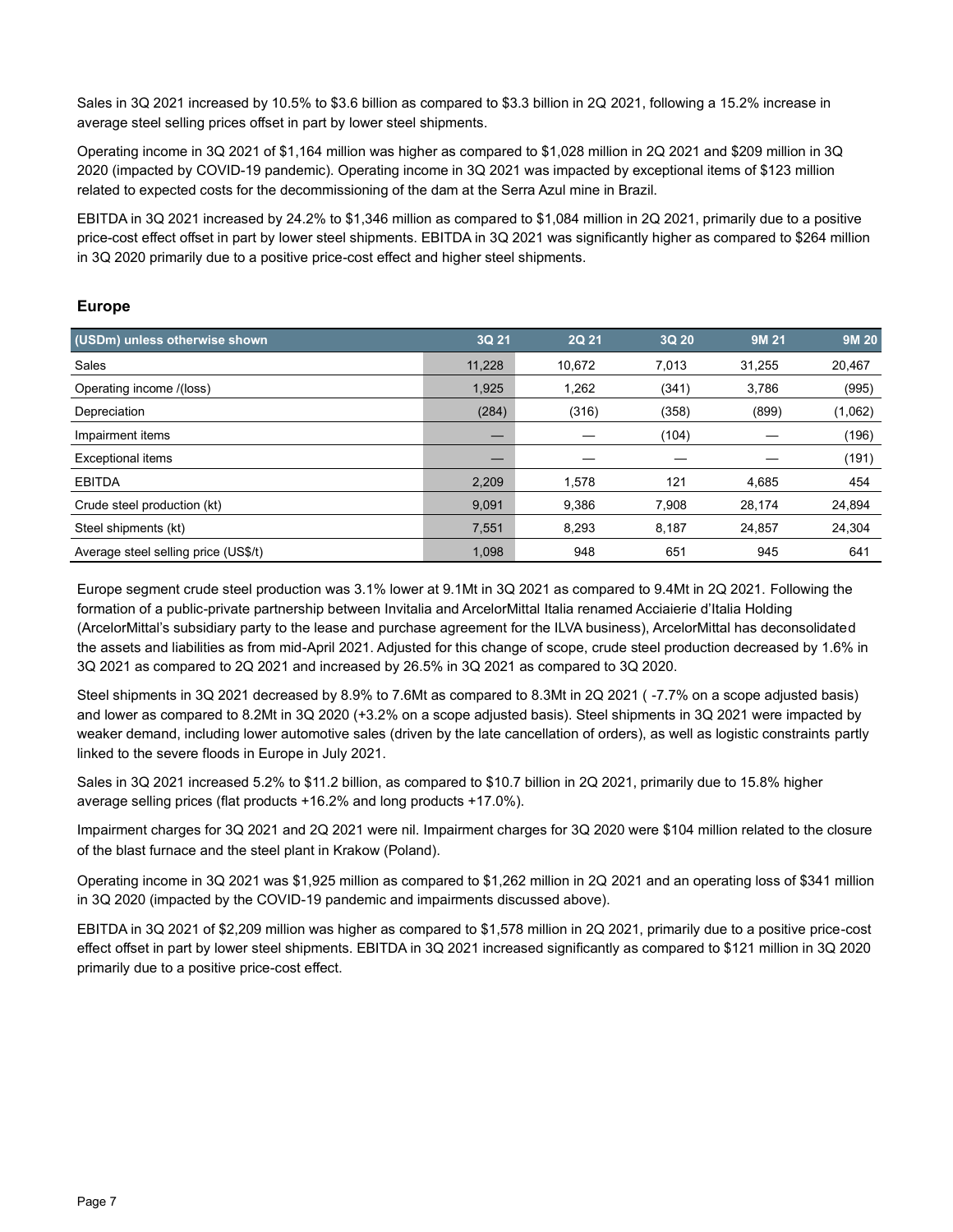Sales in 3Q 2021 increased by 10.5% to $3.6 billion as compared to $3.3 billion in 2Q 2021, following a 15.2% increase in average steel selling prices offset in part by lower steel shipments.

Operating income in 3Q 2021 of $1,164 million was higher as compared to $1,028 million in 2Q 2021 and $209 million in 3Q 2020 (impacted by COVID-19 pandemic). Operating income in 3Q 2021 was impacted by exceptional items of $123 million related to expected costs for the decommissioning of the dam at the Serra Azul mine in Brazil.

EBITDA in 3Q 2021 increased by 24.2% to $1,346 million as compared to $1,084 million in 2Q 2021, primarily due to a positive price-cost effect offset in part by lower steel shipments. EBITDA in 3Q 2021 was significantly higher as compared to $264 million in 3Q 2020 primarily due to a positive price-cost effect and higher steel shipments.

## Europe

| (USDm) unless otherwise shown | 3Q 21 | 2Q 21 | 3Q 20 | 9M 21 | 9M 20 |
|---|---|---|---|---|---|
| Sales | 11,228 | 10,672 | 7,013 | 31,255 | 20,467 |
| Operating income /(loss) | 1,925 | 1,262 | (341) | 3,786 | (995) |
| Depreciation | (284) | (316) | (358) | (899) | (1,062) |
| Impairment items | — | — | (104) | — | (196) |
| Exceptional items | — | — | — | — | (191) |
| EBITDA | 2,209 | 1,578 | 121 | 4,685 | 454 |
| Crude steel production (kt) | 9,091 | 9,386 | 7,908 | 28,174 | 24,894 |
| Steel shipments (kt) | 7,551 | 8,293 | 8,187 | 24,857 | 24,304 |
| Average steel selling price (US$/t) | 1,098 | 948 | 651 | 945 | 641 |

Europe segment crude steel production was 3.1% lower at 9.1Mt in 3Q 2021 as compared to 9.4Mt in 2Q 2021. Following the formation of a public-private partnership between Invitalia and ArcelorMittal Italia renamed Acciaierie d'Italia Holding (ArcelorMittal's subsidiary party to the lease and purchase agreement for the ILVA business), ArcelorMittal has deconsolidated the assets and liabilities as from mid-April 2021. Adjusted for this change of scope, crude steel production decreased by 1.6% in 3Q 2021 as compared to 2Q 2021 and increased by 26.5% in 3Q 2021 as compared to 3Q 2020.

Steel shipments in 3Q 2021 decreased by 8.9% to 7.6Mt as compared to 8.3Mt in 2Q 2021 ( -7.7% on a scope adjusted basis) and lower as compared to 8.2Mt in 3Q 2020 (+3.2% on a scope adjusted basis). Steel shipments in 3Q 2021 were impacted by weaker demand, including lower automotive sales (driven by the late cancellation of orders), as well as logistic constraints partly linked to the severe floods in Europe in July 2021.

Sales in 3Q 2021 increased 5.2% to $11.2 billion, as compared to $10.7 billion in 2Q 2021, primarily due to 15.8% higher average selling prices (flat products +16.2% and long products +17.0%).

Impairment charges for 3Q 2021 and 2Q 2021 were nil. Impairment charges for 3Q 2020 were $104 million related to the closure of the blast furnace and the steel plant in Krakow (Poland).

Operating income in 3Q 2021 was $1,925 million as compared to $1,262 million in 2Q 2021 and an operating loss of $341 million in 3Q 2020 (impacted by the COVID-19 pandemic and impairments discussed above).

EBITDA in 3Q 2021 of $2,209 million was higher as compared to $1,578 million in 2Q 2021, primarily due to a positive price-cost effect offset in part by lower steel shipments. EBITDA in 3Q 2021 increased significantly as compared to $121 million in 3Q 2020 primarily due to a positive price-cost effect.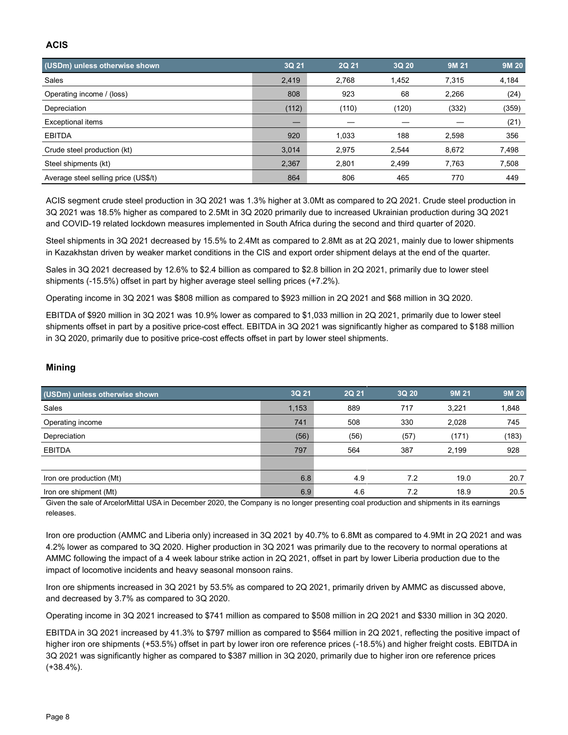## ACIS

| (USDm) unless otherwise shown | 3Q 21 | 2Q 21 | 3Q 20 | 9M 21 | 9M 20 |
|---|---|---|---|---|---|
| Sales | 2,419 | 2,768 | 1,452 | 7,315 | 4,184 |
| Operating income / (loss) | 808 | 923 | 68 | 2,266 | (24) |
| Depreciation | (112) | (110) | (120) | (332) | (359) |
| Exceptional items | — | — | — | — | (21) |
| EBITDA | 920 | 1,033 | 188 | 2,598 | 356 |
| Crude steel production (kt) | 3,014 | 2,975 | 2,544 | 8,672 | 7,498 |
| Steel shipments (kt) | 2,367 | 2,801 | 2,499 | 7,763 | 7,508 |
| Average steel selling price (US$/t) | 864 | 806 | 465 | 770 | 449 |

ACIS segment crude steel production in 3Q 2021 was 1.3% higher at 3.0Mt as compared to 2Q 2021. Crude steel production in 3Q 2021 was 18.5% higher as compared to 2.5Mt in 3Q 2020 primarily due to increased Ukrainian production during 3Q 2021 and COVID-19 related lockdown measures implemented in South Africa during the second and third quarter of 2020.

Steel shipments in 3Q 2021 decreased by 15.5% to 2.4Mt as compared to 2.8Mt as at 2Q 2021, mainly due to lower shipments in Kazakhstan driven by weaker market conditions in the CIS and export order shipment delays at the end of the quarter.

Sales in 3Q 2021 decreased by 12.6% to $2.4 billion as compared to $2.8 billion in 2Q 2021, primarily due to lower steel shipments (-15.5%) offset in part by higher average steel selling prices (+7.2%).

Operating income in 3Q 2021 was $808 million as compared to $923 million in 2Q 2021 and $68 million in 3Q 2020.

EBITDA of $920 million in 3Q 2021 was 10.9% lower as compared to $1,033 million in 2Q 2021, primarily due to lower steel shipments offset in part by a positive price-cost effect. EBITDA in 3Q 2021 was significantly higher as compared to $188 million in 3Q 2020, primarily due to positive price-cost effects offset in part by lower steel shipments.

## Mining

| (USDm) unless otherwise shown | 3Q 21 | 2Q 21 | 3Q 20 | 9M 21 | 9M 20 |
|---|---|---|---|---|---|
| Sales | 1,153 | 889 | 717 | 3,221 | 1,848 |
| Operating income | 741 | 508 | 330 | 2,028 | 745 |
| Depreciation | (56) | (56) | (57) | (171) | (183) |
| EBITDA | 797 | 564 | 387 | 2,199 | 928 |
| | | | | | |
| Iron ore production (Mt) | 6.8 | 4.9 | 7.2 | 19.0 | 20.7 |
| Iron ore shipment (Mt) | 6.9 | 4.6 | 7.2 | 18.9 | 20.5 |

Given the sale of ArcelorMittal USA in December 2020, the Company is no longer presenting coal production and shipments in its earnings releases.

Iron ore production (AMMC and Liberia only) increased in 3Q 2021 by 40.7% to 6.8Mt as compared to 4.9Mt in 2Q 2021 and was 4.2% lower as compared to 3Q 2020. Higher production in 3Q 2021 was primarily due to the recovery to normal operations at AMMC following the impact of a 4 week labour strike action in 2Q 2021, offset in part by lower Liberia production due to the impact of locomotive incidents and heavy seasonal monsoon rains.

Iron ore shipments increased in 3Q 2021 by 53.5% as compared to 2Q 2021, primarily driven by AMMC as discussed above, and decreased by 3.7% as compared to 3Q 2020.

Operating income in 3Q 2021 increased to $741 million as compared to $508 million in 2Q 2021 and $330 million in 3Q 2020.

EBITDA in 3Q 2021 increased by 41.3% to $797 million as compared to $564 million in 2Q 2021, reflecting the positive impact of higher iron ore shipments (+53.5%) offset in part by lower iron ore reference prices (-18.5%) and higher freight costs. EBITDA in 3Q 2021 was significantly higher as compared to $387 million in 3Q 2020, primarily due to higher iron ore reference prices (+38.4%).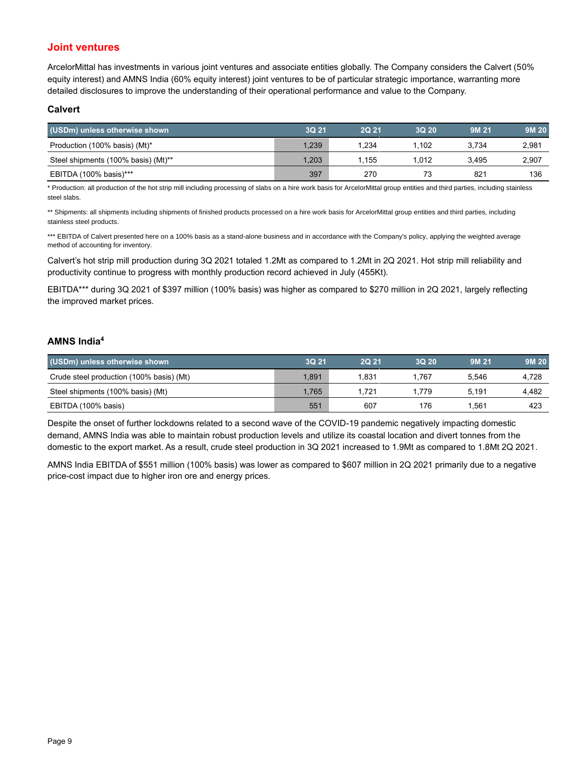## Joint ventures

ArcelorMittal has investments in various joint ventures and associate entities globally. The Company considers the Calvert (50% equity interest) and AMNS India (60% equity interest) joint ventures to be of particular strategic importance, warranting more detailed disclosures to improve the understanding of their operational performance and value to the Company.

### Calvert

| (USDm) unless otherwise shown | 3Q 21 | 2Q 21 | 3Q 20 | 9M 21 | 9M 20 |
|---|---|---|---|---|---|
| Production (100% basis) (Mt)* | 1,239 | 1,234 | 1,102 | 3,734 | 2,981 |
| Steel shipments (100% basis) (Mt)** | 1,203 | 1,155 | 1,012 | 3,495 | 2,907 |
| EBITDA (100% basis)*** | 397 | 270 | 73 | 821 | 136 |

* Production: all production of the hot strip mill including processing of slabs on a hire work basis for ArcelorMittal group entities and third parties, including stainless steel slabs.

** Shipments: all shipments including shipments of finished products processed on a hire work basis for ArcelorMittal group entities and third parties, including stainless steel products.

*** EBITDA of Calvert presented here on a 100% basis as a stand-alone business and in accordance with the Company's policy, applying the weighted average method of accounting for inventory.

Calvert's hot strip mill production during 3Q 2021 totaled 1.2Mt as compared to 1.2Mt in 2Q 2021. Hot strip mill reliability and productivity continue to progress with monthly production record achieved in July (455Kt).

EBITDA*** during 3Q 2021 of $397 million (100% basis) was higher as compared to $270 million in 2Q 2021, largely reflecting the improved market prices.

### AMNS India[4]

| (USDm) unless otherwise shown | 3Q 21 | 2Q 21 | 3Q 20 | 9M 21 | 9M 20 |
|---|---|---|---|---|---|
| Crude steel production (100% basis) (Mt) | 1,891 | 1,831 | 1,767 | 5,546 | 4,728 |
| Steel shipments (100% basis) (Mt) | 1,765 | 1,721 | 1,779 | 5,191 | 4,482 |
| EBITDA (100% basis) | 551 | 607 | 176 | 1,561 | 423 |

Despite the onset of further lockdowns related to a second wave of the COVID-19 pandemic negatively impacting domestic demand, AMNS India was able to maintain robust production levels and utilize its coastal location and divert tonnes from the domestic to the export market. As a result, crude steel production in 3Q 2021 increased to 1.9Mt as compared to 1.8Mt 2Q 2021.

AMNS India EBITDA of $551 million (100% basis) was lower as compared to $607 million in 2Q 2021 primarily due to a negative price-cost impact due to higher iron ore and energy prices.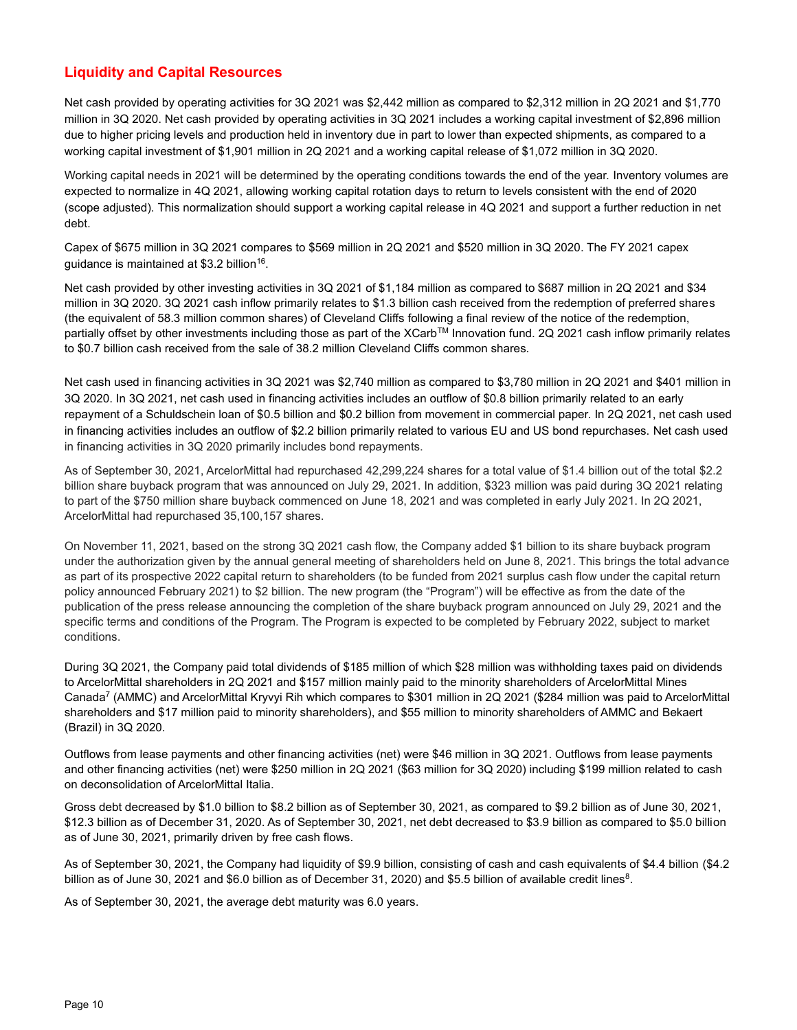## Liquidity and Capital Resources

Net cash provided by operating activities for 3Q 2021 was $2,442 million as compared to $2,312 million in 2Q 2021 and $1,770 million in 3Q 2020. Net cash provided by operating activities in 3Q 2021 includes a working capital investment of $2,896 million due to higher pricing levels and production held in inventory due in part to lower than expected shipments, as compared to a working capital investment of $1,901 million in 2Q 2021 and a working capital release of $1,072 million in 3Q 2020.

Working capital needs in 2021 will be determined by the operating conditions towards the end of the year. Inventory volumes are expected to normalize in 4Q 2021, allowing working capital rotation days to return to levels consistent with the end of 2020 (scope adjusted). This normalization should support a working capital release in 4Q 2021 and support a further reduction in net debt.

Capex of $675 million in 3Q 2021 compares to $569 million in 2Q 2021 and $520 million in 3Q 2020. The FY 2021 capex guidance is maintained at $3.2 billion[16].

Net cash provided by other investing activities in 3Q 2021 of $1,184 million as compared to $687 million in 2Q 2021 and $34 million in 3Q 2020. 3Q 2021 cash inflow primarily relates to $1.3 billion cash received from the redemption of preferred shares (the equivalent of 58.3 million common shares) of Cleveland Cliffs following a final review of the notice of the redemption, partially offset by other investments including those as part of the XCarb™ Innovation fund. 2Q 2021 cash inflow primarily relates to $0.7 billion cash received from the sale of 38.2 million Cleveland Cliffs common shares.

Net cash used in financing activities in 3Q 2021 was $2,740 million as compared to $3,780 million in 2Q 2021 and $401 million in 3Q 2020. In 3Q 2021, net cash used in financing activities includes an outflow of $0.8 billion primarily related to an early repayment of a Schuldschein loan of $0.5 billion and $0.2 billion from movement in commercial paper. In 2Q 2021, net cash used in financing activities includes an outflow of $2.2 billion primarily related to various EU and US bond repurchases. Net cash used in financing activities in 3Q 2020 primarily includes bond repayments.

As of September 30, 2021, ArcelorMittal had repurchased 42,299,224 shares for a total value of $1.4 billion out of the total $2.2 billion share buyback program that was announced on July 29, 2021. In addition, $323 million was paid during 3Q 2021 relating to part of the $750 million share buyback commenced on June 18, 2021 and was completed in early July 2021. In 2Q 2021, ArcelorMittal had repurchased 35,100,157 shares.

On November 11, 2021, based on the strong 3Q 2021 cash flow, the Company added $1 billion to its share buyback program under the authorization given by the annual general meeting of shareholders held on June 8, 2021. This brings the total advance as part of its prospective 2022 capital return to shareholders (to be funded from 2021 surplus cash flow under the capital return policy announced February 2021) to $2 billion. The new program (the "Program") will be effective as from the date of the publication of the press release announcing the completion of the share buyback program announced on July 29, 2021 and the specific terms and conditions of the Program. The Program is expected to be completed by February 2022, subject to market conditions.

During 3Q 2021, the Company paid total dividends of $185 million of which $28 million was withholding taxes paid on dividends to ArcelorMittal shareholders in 2Q 2021 and $157 million mainly paid to the minority shareholders of ArcelorMittal Mines Canada[7] (AMMC) and ArcelorMittal Kryvyi Rih which compares to $301 million in 2Q 2021 ($284 million was paid to ArcelorMittal shareholders and $17 million paid to minority shareholders), and $55 million to minority shareholders of AMMC and Bekaert (Brazil) in 3Q 2020.

Outflows from lease payments and other financing activities (net) were $46 million in 3Q 2021. Outflows from lease payments and other financing activities (net) were $250 million in 2Q 2021 ($63 million for 3Q 2020) including $199 million related to cash on deconsolidation of ArcelorMittal Italia.

Gross debt decreased by $1.0 billion to $8.2 billion as of September 30, 2021, as compared to $9.2 billion as of June 30, 2021, $12.3 billion as of December 31, 2020. As of September 30, 2021, net debt decreased to $3.9 billion as compared to $5.0 billion as of June 30, 2021, primarily driven by free cash flows.

As of September 30, 2021, the Company had liquidity of $9.9 billion, consisting of cash and cash equivalents of $4.4 billion ($4.2 billion as of June 30, 2021 and $6.0 billion as of December 31, 2020) and $5.5 billion of available credit lines[8].

As of September 30, 2021, the average debt maturity was 6.0 years.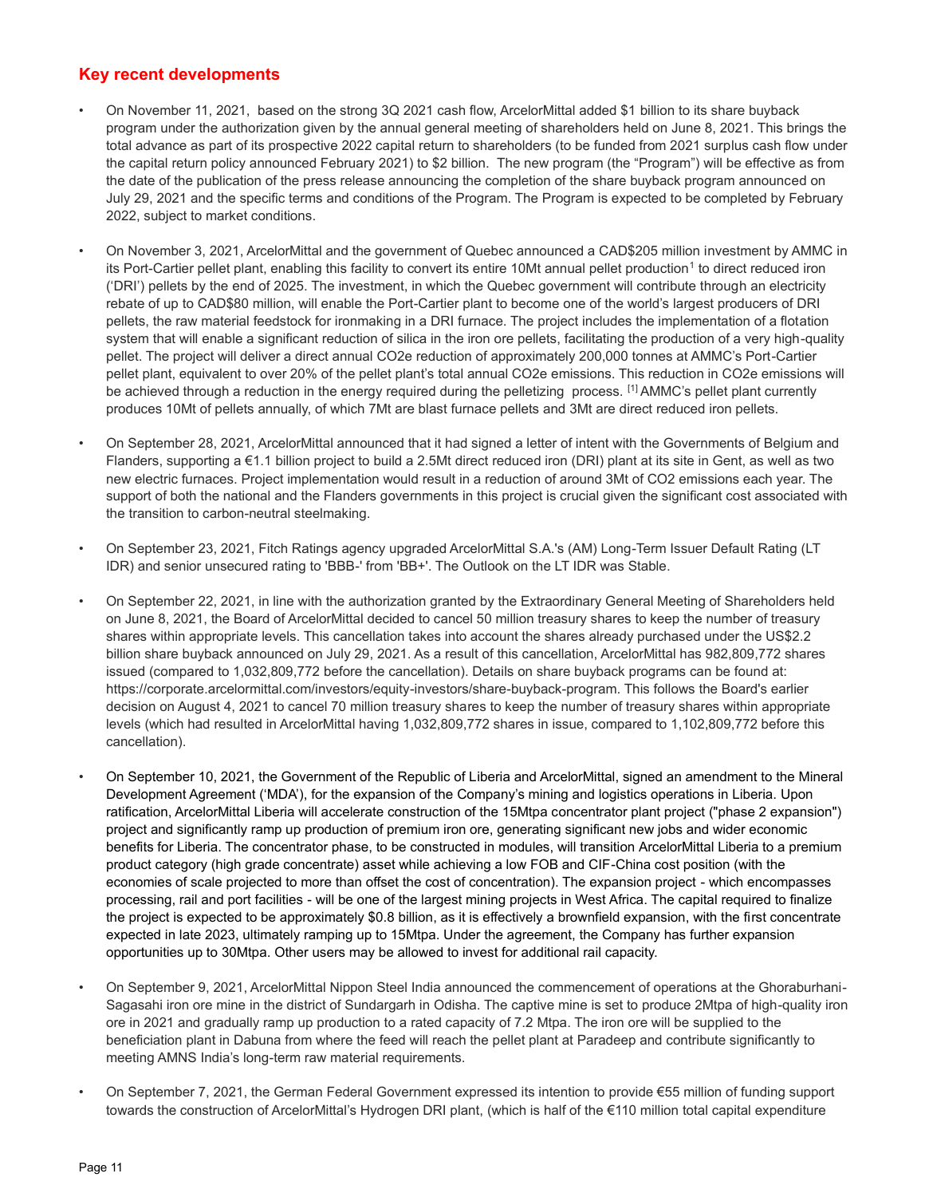## Key recent developments

- On November 11, 2021, based on the strong 3Q 2021 cash flow, ArcelorMittal added $1 billion to its share buyback program under the authorization given by the annual general meeting of shareholders held on June 8, 2021. This brings the total advance as part of its prospective 2022 capital return to shareholders (to be funded from 2021 surplus cash flow under the capital return policy announced February 2021) to $2 billion. The new program (the "Program") will be effective as from the date of the publication of the press release announcing the completion of the share buyback program announced on July 29, 2021 and the specific terms and conditions of the Program. The Program is expected to be completed by February 2022, subject to market conditions.

- On November 3, 2021, ArcelorMittal and the government of Quebec announced a CAD$205 million investment by AMMC in its Port-Cartier pellet plant, enabling this facility to convert its entire 10Mt annual pellet production[1] to direct reduced iron ('DRI') pellets by the end of 2025. The investment, in which the Quebec government will contribute through an electricity rebate of up to CAD$80 million, will enable the Port-Cartier plant to become one of the world's largest producers of DRI pellets, the raw material feedstock for ironmaking in a DRI furnace. The project includes the implementation of a flotation system that will enable a significant reduction of silica in the iron ore pellets, facilitating the production of a very high-quality pellet. The project will deliver a direct annual CO2e reduction of approximately 200,000 tonnes at AMMC's Port-Cartier pellet plant, equivalent to over 20% of the pellet plant's total annual CO2e emissions. This reduction in CO2e emissions will be achieved through a reduction in the energy required during the pelletizing process. [1] AMMC's pellet plant currently produces 10Mt of pellets annually, of which 7Mt are blast furnace pellets and 3Mt are direct reduced iron pellets.

- On September 28, 2021, ArcelorMittal announced that it had signed a letter of intent with the Governments of Belgium and Flanders, supporting a €1.1 billion project to build a 2.5Mt direct reduced iron (DRI) plant at its site in Gent, as well as two new electric furnaces. Project implementation would result in a reduction of around 3Mt of CO2 emissions each year. The support of both the national and the Flanders governments in this project is crucial given the significant cost associated with the transition to carbon-neutral steelmaking.

- On September 23, 2021, Fitch Ratings agency upgraded ArcelorMittal S.A.'s (AM) Long-Term Issuer Default Rating (LT IDR) and senior unsecured rating to 'BBB-' from 'BB+'. The Outlook on the LT IDR was Stable.

- On September 22, 2021, in line with the authorization granted by the Extraordinary General Meeting of Shareholders held on June 8, 2021, the Board of ArcelorMittal decided to cancel 50 million treasury shares to keep the number of treasury shares within appropriate levels. This cancellation takes into account the shares already purchased under the US$2.2 billion share buyback announced on July 29, 2021. As a result of this cancellation, ArcelorMittal has 982,809,772 shares issued (compared to 1,032,809,772 before the cancellation). Details on share buyback programs can be found at: https://corporate.arcelormittal.com/investors/equity-investors/share-buyback-program. This follows the Board's earlier decision on August 4, 2021 to cancel 70 million treasury shares to keep the number of treasury shares within appropriate levels (which had resulted in ArcelorMittal having 1,032,809,772 shares in issue, compared to 1,102,809,772 before this cancellation).

- On September 10, 2021, the Government of the Republic of Liberia and ArcelorMittal, signed an amendment to the Mineral Development Agreement ('MDA'), for the expansion of the Company's mining and logistics operations in Liberia. Upon ratification, ArcelorMittal Liberia will accelerate construction of the 15Mtpa concentrator plant project ("phase 2 expansion") project and significantly ramp up production of premium iron ore, generating significant new jobs and wider economic benefits for Liberia. The concentrator phase, to be constructed in modules, will transition ArcelorMittal Liberia to a premium product category (high grade concentrate) asset while achieving a low FOB and CIF-China cost position (with the economies of scale projected to more than offset the cost of concentration). The expansion project - which encompasses processing, rail and port facilities - will be one of the largest mining projects in West Africa. The capital required to finalize the project is expected to be approximately $0.8 billion, as it is effectively a brownfield expansion, with the first concentrate expected in late 2023, ultimately ramping up to 15Mtpa. Under the agreement, the Company has further expansion opportunities up to 30Mtpa. Other users may be allowed to invest for additional rail capacity.

- On September 9, 2021, ArcelorMittal Nippon Steel India announced the commencement of operations at the Ghoraburhani-Sagasahi iron ore mine in the district of Sundargarh in Odisha. The captive mine is set to produce 2Mtpa of high-quality iron ore in 2021 and gradually ramp up production to a rated capacity of 7.2 Mtpa. The iron ore will be supplied to the beneficiation plant in Dabuna from where the feed will reach the pellet plant at Paradeep and contribute significantly to meeting AMNS India's long-term raw material requirements.

- On September 7, 2021, the German Federal Government expressed its intention to provide €55 million of funding support towards the construction of ArcelorMittal's Hydrogen DRI plant, (which is half of the €110 million total capital expenditure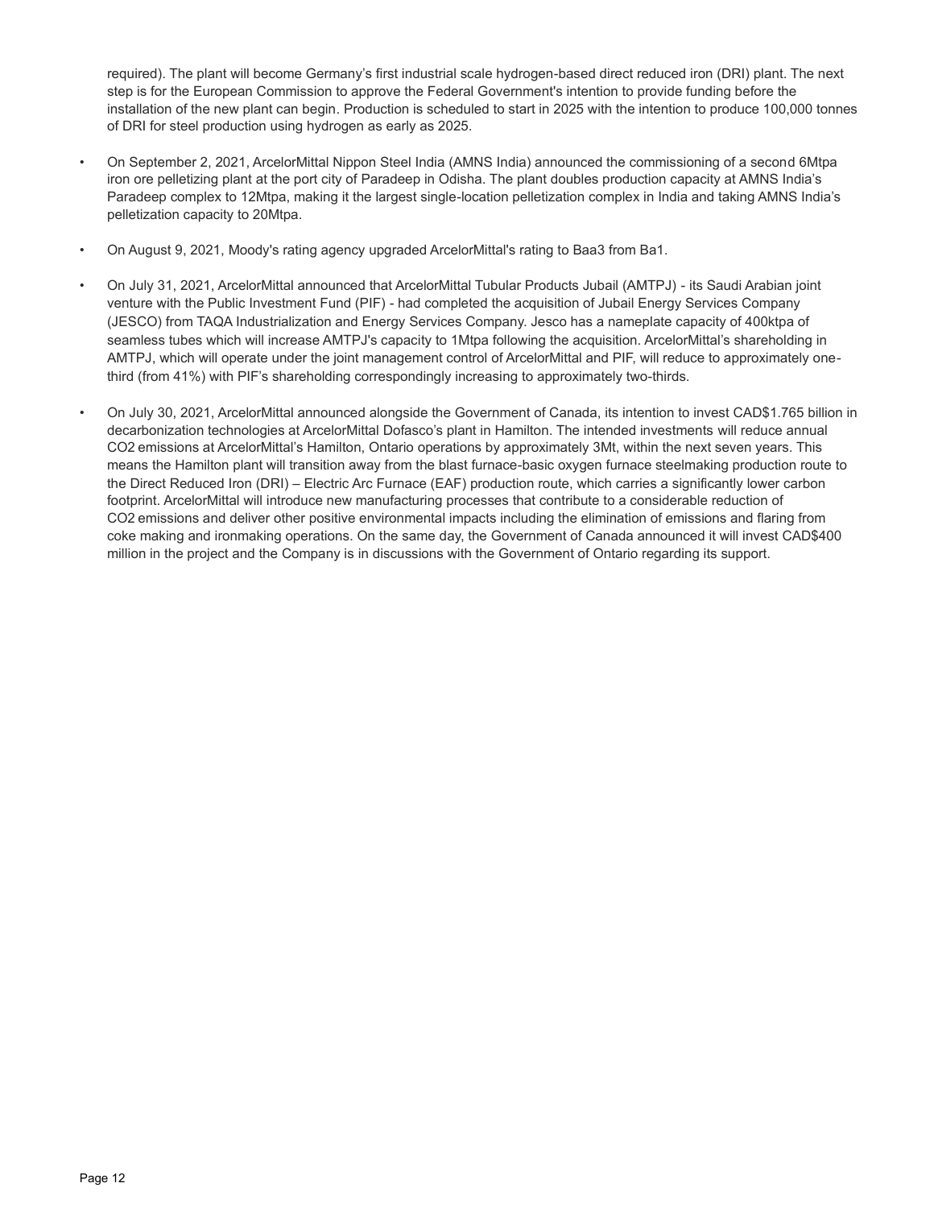required). The plant will become Germany's first industrial scale hydrogen-based direct reduced iron (DRI) plant. The next step is for the European Commission to approve the Federal Government's intention to provide funding before the installation of the new plant can begin. Production is scheduled to start in 2025 with the intention to produce 100,000 tonnes of DRI for steel production using hydrogen as early as 2025.

- On September 2, 2021, ArcelorMittal Nippon Steel India (AMNS India) announced the commissioning of a second 6Mtpa iron ore pelletizing plant at the port city of Paradeep in Odisha. The plant doubles production capacity at AMNS India's Paradeep complex to 12Mtpa, making it the largest single-location pelletization complex in India and taking AMNS India's pelletization capacity to 20Mtpa.

- On August 9, 2021, Moody's rating agency upgraded ArcelorMittal's rating to Baa3 from Ba1.

- On July 31, 2021, ArcelorMittal announced that ArcelorMittal Tubular Products Jubail (AMTPJ) - its Saudi Arabian joint venture with the Public Investment Fund (PIF) - had completed the acquisition of Jubail Energy Services Company (JESCO) from TAQA Industrialization and Energy Services Company. Jesco has a nameplate capacity of 400ktpa of seamless tubes which will increase AMTPJ's capacity to 1Mtpa following the acquisition. ArcelorMittal's shareholding in AMTPJ, which will operate under the joint management control of ArcelorMittal and PIF, will reduce to approximately one-third (from 41%) with PIF's shareholding correspondingly increasing to approximately two-thirds.

- On July 30, 2021, ArcelorMittal announced alongside the Government of Canada, its intention to invest CAD$1.765 billion in decarbonization technologies at ArcelorMittal Dofasco's plant in Hamilton. The intended investments will reduce annual $CO_2$ emissions at ArcelorMittal's Hamilton, Ontario operations by approximately 3Mt, within the next seven years. This means the Hamilton plant will transition away from the blast furnace-basic oxygen furnace steelmaking production route to the Direct Reduced Iron (DRI) – Electric Arc Furnace (EAF) production route, which carries a significantly lower carbon footprint. ArcelorMittal will introduce new manufacturing processes that contribute to a considerable reduction of $CO_2$ emissions and deliver other positive environmental impacts including the elimination of emissions and flaring from coke making and ironmaking operations. On the same day, the Government of Canada announced it will invest CAD$400 million in the project and the Company is in discussions with the Government of Ontario regarding its support.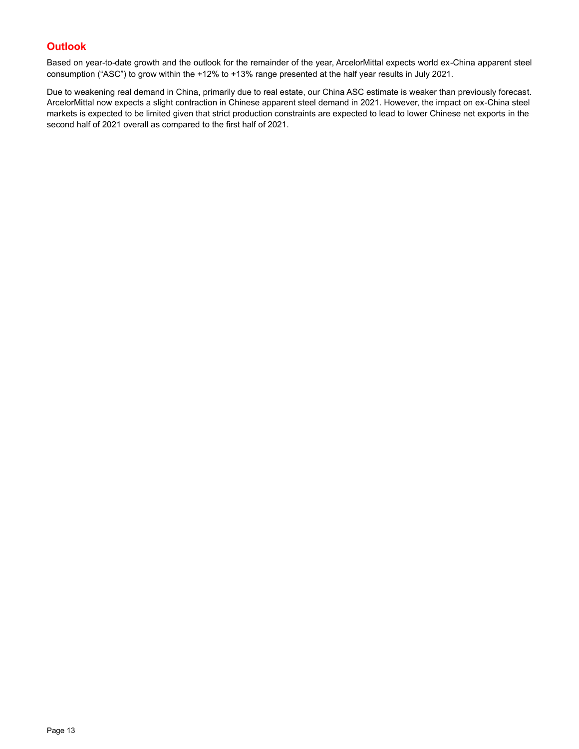## Outlook

Based on year-to-date growth and the outlook for the remainder of the year, ArcelorMittal expects world ex-China apparent steel consumption ("ASC") to grow within the +12% to +13% range presented at the half year results in July 2021.

Due to weakening real demand in China, primarily due to real estate, our China ASC estimate is weaker than previously forecast. ArcelorMittal now expects a slight contraction in Chinese apparent steel demand in 2021. However, the impact on ex-China steel markets is expected to be limited given that strict production constraints are expected to lead to lower Chinese net exports in the second half of 2021 overall as compared to the first half of 2021.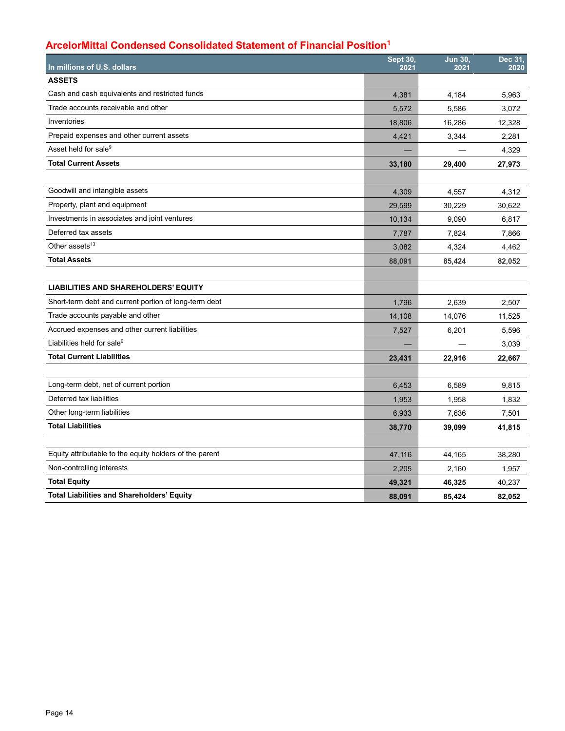## ArcelorMittal Condensed Consolidated Statement of Financial Position[1]

| In millions of U.S. dollars | Sept 30, 2021 | Jun 30, 2021 | Dec 31, 2020 |
|---|---|---|---|
| **ASSETS** | | | |
| Cash and cash equivalents and restricted funds | 4,381 | 4,184 | 5,963 |
| Trade accounts receivable and other | 5,572 | 5,586 | 3,072 |
| Inventories | 18,806 | 16,286 | 12,328 |
| Prepaid expenses and other current assets | 4,421 | 3,344 | 2,281 |
| Asset held for sale[9] | — | — | 4,329 |
| **Total Current Assets** | **33,180** | **29,400** | **27,973** |
| | | | |
| Goodwill and intangible assets | 4,309 | 4,557 | 4,312 |
| Property, plant and equipment | 29,599 | 30,229 | 30,622 |
| Investments in associates and joint ventures | 10,134 | 9,090 | 6,817 |
| Deferred tax assets | 7,787 | 7,824 | 7,866 |
| Other assets[13] | 3,082 | 4,324 | 4,462 |
| **Total Assets** | **88,091** | **85,424** | **82,052** |
| | | | |
| **LIABILITIES AND SHAREHOLDERS' EQUITY** | | | |
| Short-term debt and current portion of long-term debt | 1,796 | 2,639 | 2,507 |
| Trade accounts payable and other | 14,108 | 14,076 | 11,525 |
| Accrued expenses and other current liabilities | 7,527 | 6,201 | 5,596 |
| Liabilities held for sale[9] | — | — | 3,039 |
| **Total Current Liabilities** | **23,431** | **22,916** | **22,667** |
| | | | |
| Long-term debt, net of current portion | 6,453 | 6,589 | 9,815 |
| Deferred tax liabilities | 1,953 | 1,958 | 1,832 |
| Other long-term liabilities | 6,933 | 7,636 | 7,501 |
| **Total Liabilities** | **38,770** | **39,099** | **41,815** |
| | | | |
| Equity attributable to the equity holders of the parent | 47,116 | 44,165 | 38,280 |
| Non-controlling interests | 2,205 | 2,160 | 1,957 |
| **Total Equity** | **49,321** | **46,325** | 40,237 |
| **Total Liabilities and Shareholders' Equity** | **88,091** | **85,424** | **82,052** |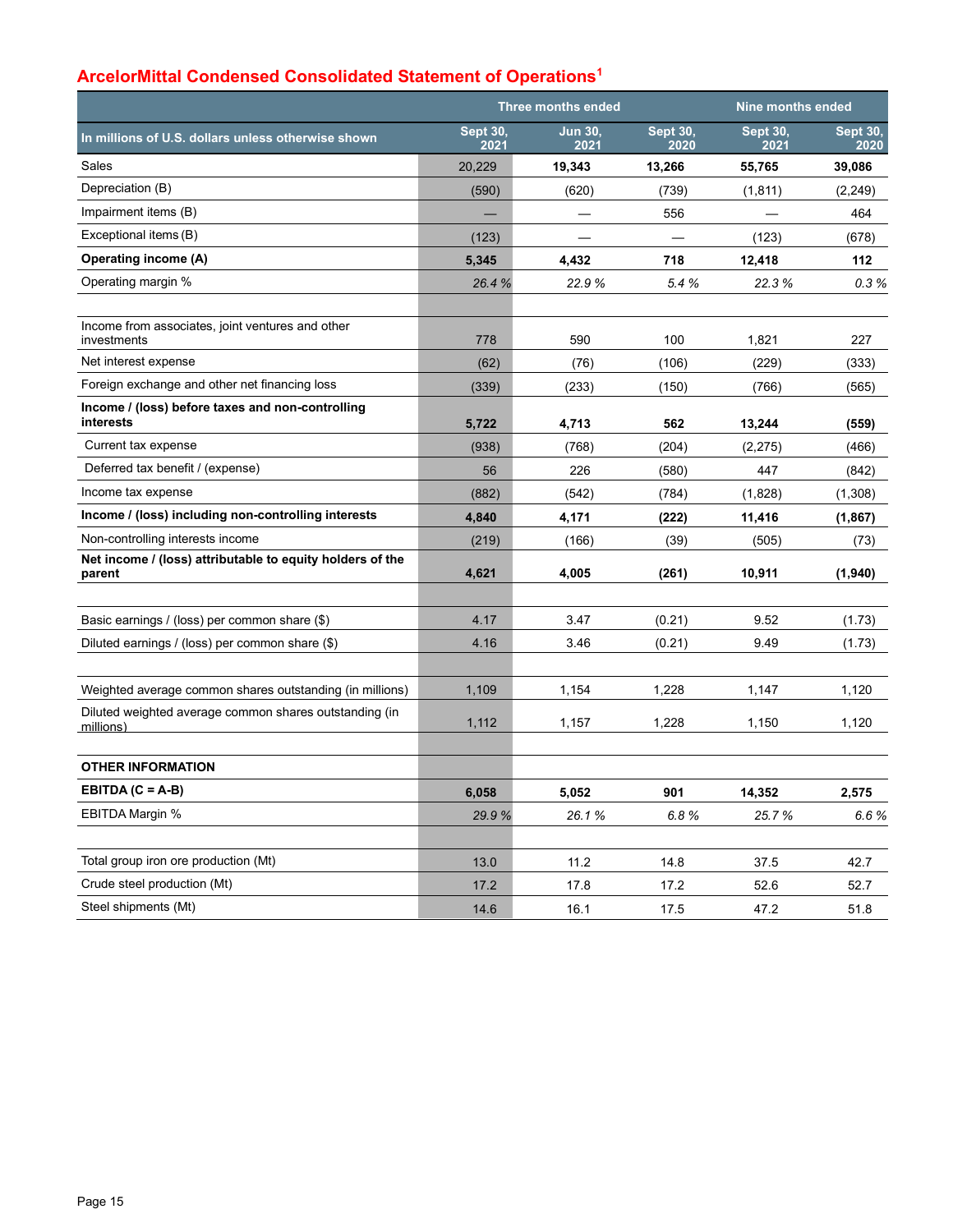## ArcelorMittal Condensed Consolidated Statement of Operations[1]

| In millions of U.S. dollars unless otherwise shown | Three months ended Sept 30, 2021 | Jun 30, 2021 | Sept 30, 2020 | Nine months ended Sept 30, 2021 | Sept 30, 2020 |
|---|---|---|---|---|---|
| Sales | 20,229 | **19,343** | **13,266** | **55,765** | **39,086** |
| Depreciation (B) | (590) | (620) | (739) | (1,811) | (2,249) |
| Impairment items (B) | — | — | 556 | — | 464 |
| Exceptional items (B) | (123) | — | — | (123) | (678) |
| **Operating income (A)** | **5,345** | **4,432** | **718** | **12,418** | **112** |
| Operating margin % | *26.4 %* | *22.9 %* | *5.4 %* | *22.3 %* | *0.3 %* |
| | | | | | |
| Income from associates, joint ventures and other investments | 778 | 590 | 100 | 1,821 | 227 |
| Net interest expense | (62) | (76) | (106) | (229) | (333) |
| Foreign exchange and other net financing loss | (339) | (233) | (150) | (766) | (565) |
| **Income / (loss) before taxes and non-controlling interests** | **5,722** | **4,713** | **562** | **13,244** | **(559)** |
| Current tax expense | (938) | (768) | (204) | (2,275) | (466) |
| Deferred tax benefit / (expense) | 56 | 226 | (580) | 447 | (842) |
| Income tax expense | (882) | (542) | (784) | (1,828) | (1,308) |
| **Income / (loss) including non-controlling interests** | **4,840** | **4,171** | **(222)** | **11,416** | **(1,867)** |
| Non-controlling interests income | (219) | (166) | (39) | (505) | (73) |
| **Net income / (loss) attributable to equity holders of the parent** | **4,621** | **4,005** | **(261)** | **10,911** | **(1,940)** |
| | | | | | |
| Basic earnings / (loss) per common share ($) | 4.17 | 3.47 | (0.21) | 9.52 | (1.73) |
| Diluted earnings / (loss) per common share ($) | 4.16 | 3.46 | (0.21) | 9.49 | (1.73) |
| | | | | | |
| Weighted average common shares outstanding (in millions) | 1,109 | 1,154 | 1,228 | 1,147 | 1,120 |
| Diluted weighted average common shares outstanding (in millions) | 1,112 | 1,157 | 1,228 | 1,150 | 1,120 |
| | | | | | |
| **OTHER INFORMATION** | | | | | |
| **EBITDA (C = A-B)** | **6,058** | **5,052** | **901** | **14,352** | **2,575** |
| EBITDA Margin % | *29.9 %* | *26.1 %* | *6.8 %* | *25.7 %* | *6.6 %* |
| | | | | | |
| Total group iron ore production (Mt) | 13.0 | 11.2 | 14.8 | 37.5 | 42.7 |
| Crude steel production (Mt) | 17.2 | 17.8 | 17.2 | 52.6 | 52.7 |
| Steel shipments (Mt) | 14.6 | 16.1 | 17.5 | 47.2 | 51.8 |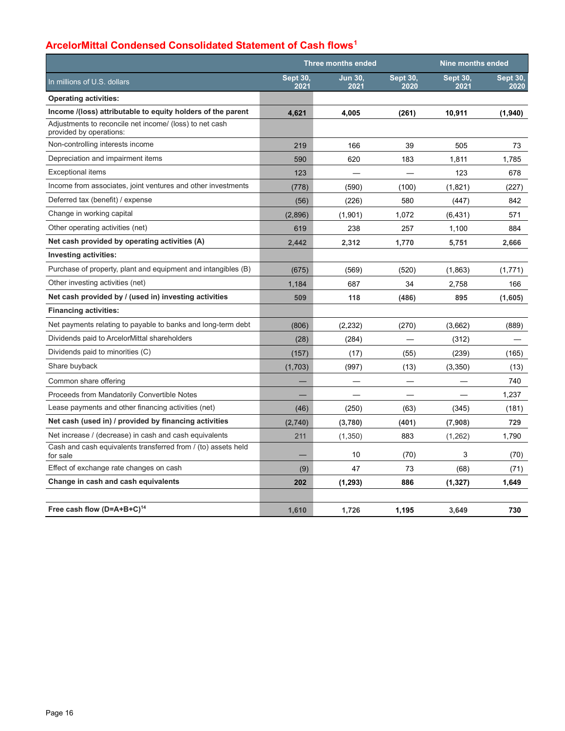## ArcelorMittal Condensed Consolidated Statement of Cash flows[1]

| In millions of U.S. dollars | Three months ended | | | Nine months ended | |
|---|---|---|---|---|---|
| | Sept 30, 2021 | Jun 30, 2021 | Sept 30, 2020 | Sept 30, 2021 | Sept 30, 2020 |
| **Operating activities:** | | | | | |
| **Income /(loss) attributable to equity holders of the parent** | **4,621** | **4,005** | **(261)** | **10,911** | **(1,940)** |
| Adjustments to reconcile net income/ (loss) to net cash provided by operations: | | | | | |
| Non-controlling interests income | 219 | 166 | 39 | 505 | 73 |
| Depreciation and impairment items | 590 | 620 | 183 | 1,811 | 1,785 |
| Exceptional items | 123 | — | — | 123 | 678 |
| Income from associates, joint ventures and other investments | (778) | (590) | (100) | (1,821) | (227) |
| Deferred tax (benefit) / expense | (56) | (226) | 580 | (447) | 842 |
| Change in working capital | (2,896) | (1,901) | 1,072 | (6,431) | 571 |
| Other operating activities (net) | 619 | 238 | 257 | 1,100 | 884 |
| **Net cash provided by operating activities (A)** | **2,442** | **2,312** | **1,770** | **5,751** | **2,666** |
| **Investing activities:** | | | | | |
| Purchase of property, plant and equipment and intangibles (B) | (675) | (569) | (520) | (1,863) | (1,771) |
| Other investing activities (net) | 1,184 | 687 | 34 | 2,758 | 166 |
| **Net cash provided by / (used in) investing activities** | **509** | **118** | **(486)** | **895** | **(1,605)** |
| **Financing activities:** | | | | | |
| Net payments relating to payable to banks and long-term debt | (806) | (2,232) | (270) | (3,662) | (889) |
| Dividends paid to ArcelorMittal shareholders | (28) | (284) | — | (312) | — |
| Dividends paid to minorities (C) | (157) | (17) | (55) | (239) | (165) |
| Share buyback | (1,703) | (997) | (13) | (3,350) | (13) |
| Common share offering | — | — | — | — | 740 |
| Proceeds from Mandatorily Convertible Notes | — | — | — | — | 1,237 |
| Lease payments and other financing activities (net) | (46) | (250) | (63) | (345) | (181) |
| **Net cash (used in) / provided by financing activities** | **(2,740)** | **(3,780)** | **(401)** | **(7,908)** | **729** |
| Net increase / (decrease) in cash and cash equivalents | 211 | (1,350) | 883 | (1,262) | 1,790 |
| Cash and cash equivalents transferred from / (to) assets held for sale | — | 10 | (70) | 3 | (70) |
| Effect of exchange rate changes on cash | (9) | 47 | 73 | (68) | (71) |
| **Change in cash and cash equivalents** | **202** | **(1,293)** | **886** | **(1,327)** | **1,649** |
| | | | | | |
| **Free cash flow (D=A+B+C)**[14] | **1,610** | **1,726** | **1,195** | **3,649** | **730** |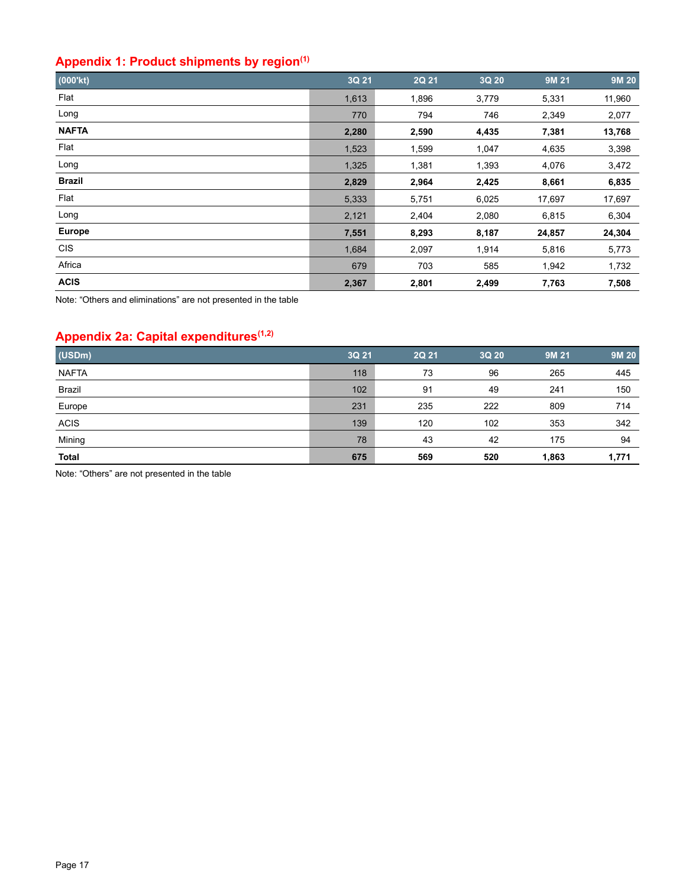## Appendix 1: Product shipments by region[1]

| (000'kt) | 3Q 21 | 2Q 21 | 3Q 20 | 9M 21 | 9M 20 |
|---|---|---|---|---|---|
| Flat | 1,613 | 1,896 | 3,779 | 5,331 | 11,960 |
| Long | 770 | 794 | 746 | 2,349 | 2,077 |
| **NAFTA** | **2,280** | **2,590** | **4,435** | **7,381** | **13,768** |
| Flat | 1,523 | 1,599 | 1,047 | 4,635 | 3,398 |
| Long | 1,325 | 1,381 | 1,393 | 4,076 | 3,472 |
| **Brazil** | **2,829** | **2,964** | **2,425** | **8,661** | **6,835** |
| Flat | 5,333 | 5,751 | 6,025 | 17,697 | 17,697 |
| Long | 2,121 | 2,404 | 2,080 | 6,815 | 6,304 |
| **Europe** | **7,551** | **8,293** | **8,187** | **24,857** | **24,304** |
| CIS | 1,684 | 2,097 | 1,914 | 5,816 | 5,773 |
| Africa | 679 | 703 | 585 | 1,942 | 1,732 |
| **ACIS** | **2,367** | **2,801** | **2,499** | **7,763** | **7,508** |

Note: "Others and eliminations" are not presented in the table

## Appendix 2a: Capital expenditures[1,2]

| (USDm) | 3Q 21 | 2Q 21 | 3Q 20 | 9M 21 | 9M 20 |
|---|---|---|---|---|---|
| NAFTA | 118 | 73 | 96 | 265 | 445 |
| Brazil | 102 | 91 | 49 | 241 | 150 |
| Europe | 231 | 235 | 222 | 809 | 714 |
| ACIS | 139 | 120 | 102 | 353 | 342 |
| Mining | 78 | 43 | 42 | 175 | 94 |
| **Total** | **675** | **569** | **520** | **1,863** | **1,771** |

Note: "Others" are not presented in the table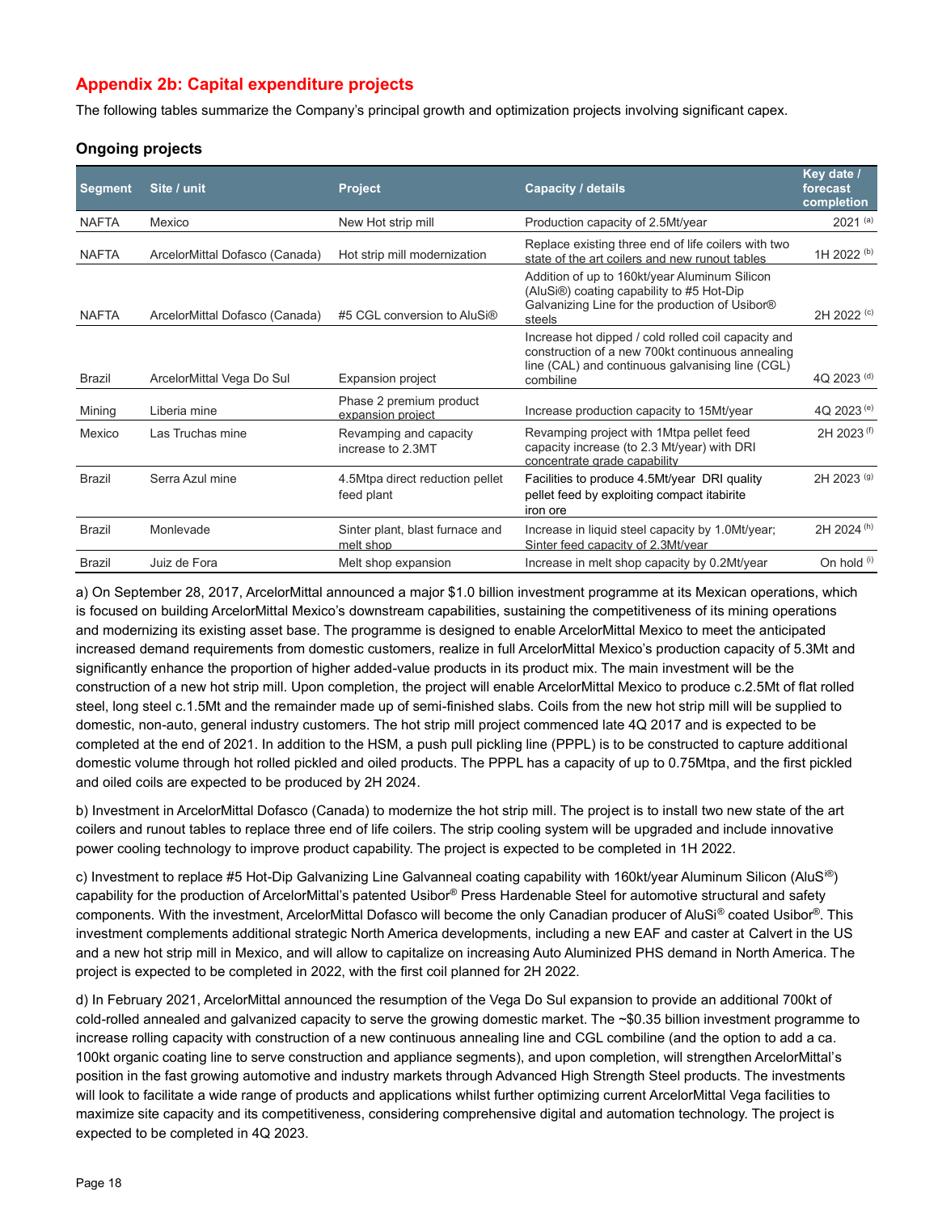## Appendix 2b: Capital expenditure projects

The following tables summarize the Company's principal growth and optimization projects involving significant capex.

### Ongoing projects

| Segment | Site / unit | Project | Capacity / details | Key date / forecast completion |
|---|---|---|---|---|
| NAFTA | Mexico | New Hot strip mill | Production capacity of 2.5Mt/year | 2021 [(a)] |
| NAFTA | ArcelorMittal Dofasco (Canada) | Hot strip mill modernization | Replace existing three end of life coilers with two state of the art coilers and new runout tables | 1H 2022 [(b)] |
| NAFTA | ArcelorMittal Dofasco (Canada) | #5 CGL conversion to AluSi® | Addition of up to 160kt/year Aluminum Silicon (AluSi®) coating capability to #5 Hot-Dip Galvanizing Line for the production of Usibor® steels | 2H 2022 [(c)] |
| Brazil | ArcelorMittal Vega Do Sul | Expansion project | Increase hot dipped / cold rolled coil capacity and construction of a new 700kt continuous annealing line (CAL) and continuous galvanising line (CGL) combiline | 4Q 2023 [(d)] |
| Mining | Liberia mine | Phase 2 premium product expansion project | Increase production capacity to 15Mt/year | 4Q 2023 [(e)] |
| Mexico | Las Truchas mine | Revamping and capacity increase to 2.3MT | Revamping project with 1Mtpa pellet feed capacity increase (to 2.3 Mt/year) with DRI concentrate grade capability | 2H 2023 [(f)] |
| Brazil | Serra Azul mine | 4.5Mtpa direct reduction pellet feed plant | Facilities to produce 4.5Mt/year DRI quality pellet feed by exploiting compact itabirite iron ore | 2H 2023 [(g)] |
| Brazil | Monlevade | Sinter plant, blast furnace and melt shop | Increase in liquid steel capacity by 1.0Mt/year; Sinter feed capacity of 2.3Mt/year | 2H 2024 [(h)] |
| Brazil | Juiz de Fora | Melt shop expansion | Increase in melt shop capacity by 0.2Mt/year | On hold [(i)] |

a) On September 28, 2017, ArcelorMittal announced a major $1.0 billion investment programme at its Mexican operations, which is focused on building ArcelorMittal Mexico's downstream capabilities, sustaining the competitiveness of its mining operations and modernizing its existing asset base. The programme is designed to enable ArcelorMittal Mexico to meet the anticipated increased demand requirements from domestic customers, realize in full ArcelorMittal Mexico's production capacity of 5.3Mt and significantly enhance the proportion of higher added-value products in its product mix. The main investment will be the construction of a new hot strip mill. Upon completion, the project will enable ArcelorMittal Mexico to produce c.2.5Mt of flat rolled steel, long steel c.1.5Mt and the remainder made up of semi-finished slabs. Coils from the new hot strip mill will be supplied to domestic, non-auto, general industry customers. The hot strip mill project commenced late 4Q 2017 and is expected to be completed at the end of 2021. In addition to the HSM, a push pull pickling line (PPPL) is to be constructed to capture additional domestic volume through hot rolled pickled and oiled products. The PPPL has a capacity of up to 0.75Mtpa, and the first pickled and oiled coils are expected to be produced by 2H 2024.

b) Investment in ArcelorMittal Dofasco (Canada) to modernize the hot strip mill. The project is to install two new state of the art coilers and runout tables to replace three end of life coilers. The strip cooling system will be upgraded and include innovative power cooling technology to improve product capability. The project is expected to be completed in 1H 2022.

c) Investment to replace #5 Hot-Dip Galvanizing Line Galvanneal coating capability with 160kt/year Aluminum Silicon (AluSi®) capability for the production of ArcelorMittal's patented Usibor® Press Hardenable Steel for automotive structural and safety components. With the investment, ArcelorMittal Dofasco will become the only Canadian producer of AluSi® coated Usibor®. This investment complements additional strategic North America developments, including a new EAF and caster at Calvert in the US and a new hot strip mill in Mexico, and will allow to capitalize on increasing Auto Aluminized PHS demand in North America. The project is expected to be completed in 2022, with the first coil planned for 2H 2022.

d) In February 2021, ArcelorMittal announced the resumption of the Vega Do Sul expansion to provide an additional 700kt of cold-rolled annealed and galvanized capacity to serve the growing domestic market. The ~$0.35 billion investment programme to increase rolling capacity with construction of a new continuous annealing line and CGL combiline (and the option to add a ca. 100kt organic coating line to serve construction and appliance segments), and upon completion, will strengthen ArcelorMittal's position in the fast growing automotive and industry markets through Advanced High Strength Steel products. The investments will look to facilitate a wide range of products and applications whilst further optimizing current ArcelorMittal Vega facilities to maximize site capacity and its competitiveness, considering comprehensive digital and automation technology. The project is expected to be completed in 4Q 2023.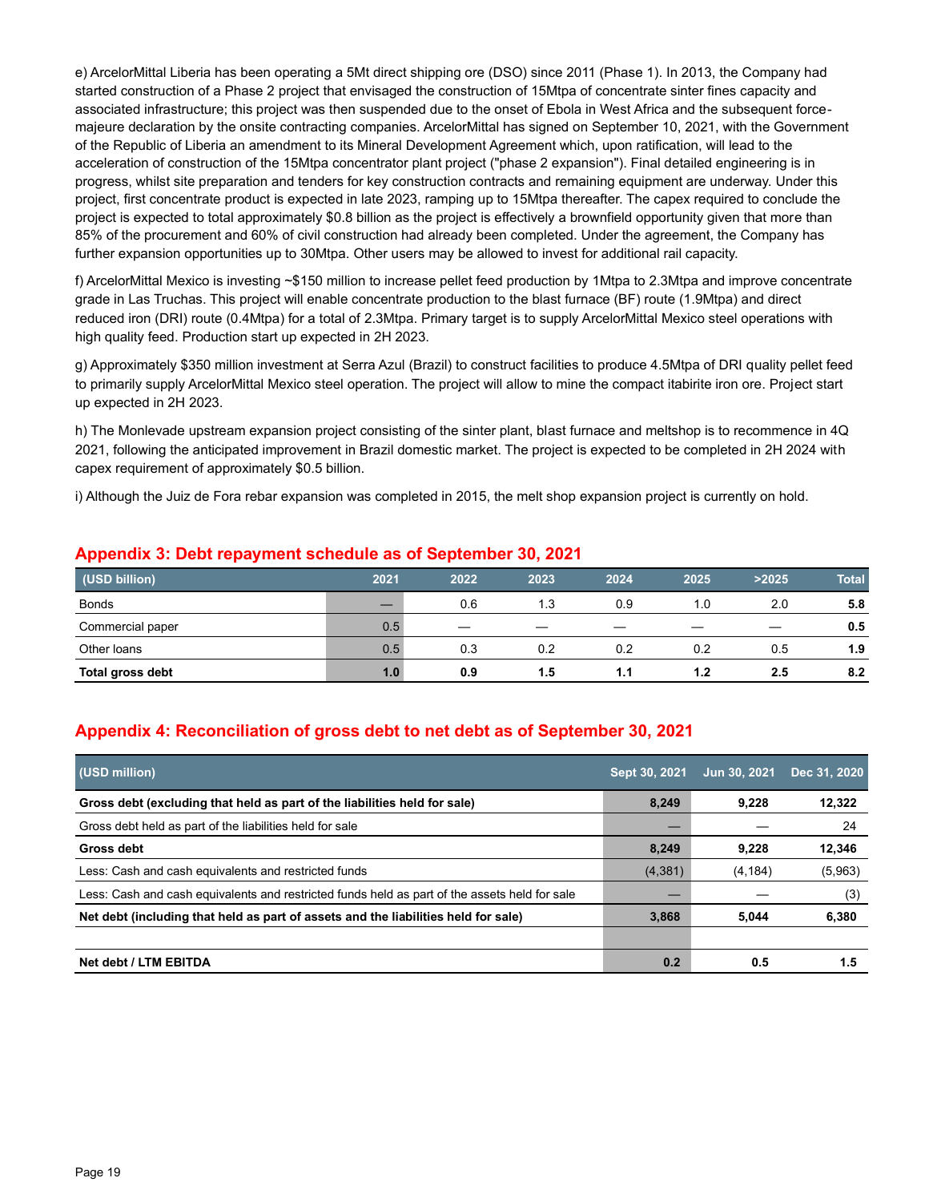e) ArcelorMittal Liberia has been operating a 5Mt direct shipping ore (DSO) since 2011 (Phase 1). In 2013, the Company had started construction of a Phase 2 project that envisaged the construction of 15Mtpa of concentrate sinter fines capacity and associated infrastructure; this project was then suspended due to the onset of Ebola in West Africa and the subsequent force-majeure declaration by the onsite contracting companies. ArcelorMittal has signed on September 10, 2021, with the Government of the Republic of Liberia an amendment to its Mineral Development Agreement which, upon ratification, will lead to the acceleration of construction of the 15Mtpa concentrator plant project ("phase 2 expansion"). Final detailed engineering is in progress, whilst site preparation and tenders for key construction contracts and remaining equipment are underway. Under this project, first concentrate product is expected in late 2023, ramping up to 15Mtpa thereafter. The capex required to conclude the project is expected to total approximately $0.8 billion as the project is effectively a brownfield opportunity given that more than 85% of the procurement and 60% of civil construction had already been completed. Under the agreement, the Company has further expansion opportunities up to 30Mtpa. Other users may be allowed to invest for additional rail capacity.

f) ArcelorMittal Mexico is investing ~$150 million to increase pellet feed production by 1Mtpa to 2.3Mtpa and improve concentrate grade in Las Truchas. This project will enable concentrate production to the blast furnace (BF) route (1.9Mtpa) and direct reduced iron (DRI) route (0.4Mtpa) for a total of 2.3Mtpa. Primary target is to supply ArcelorMittal Mexico steel operations with high quality feed. Production start up expected in 2H 2023.

g) Approximately $350 million investment at Serra Azul (Brazil) to construct facilities to produce 4.5Mtpa of DRI quality pellet feed to primarily supply ArcelorMittal Mexico steel operation. The project will allow to mine the compact itabirite iron ore. Project start up expected in 2H 2023.

h) The Monlevade upstream expansion project consisting of the sinter plant, blast furnace and meltshop is to recommence in 4Q 2021, following the anticipated improvement in Brazil domestic market. The project is expected to be completed in 2H 2024 with capex requirement of approximately $0.5 billion.

i) Although the Juiz de Fora rebar expansion was completed in 2015, the melt shop expansion project is currently on hold.

## Appendix 3: Debt repayment schedule as of September 30, 2021

| (USD billion) | 2021 | 2022 | 2023 | 2024 | 2025 | >2025 | Total |
|---|---|---|---|---|---|---|---|
| Bonds | — | 0.6 | 1.3 | 0.9 | 1.0 | 2.0 | **5.8** |
| Commercial paper | 0.5 | — | — | — | — | — | **0.5** |
| Other loans | 0.5 | 0.3 | 0.2 | 0.2 | 0.2 | 0.5 | **1.9** |
| **Total gross debt** | **1.0** | **0.9** | **1.5** | **1.1** | **1.2** | **2.5** | **8.2** |

## Appendix 4: Reconciliation of gross debt to net debt as of September 30, 2021

| (USD million) | Sept 30, 2021 | Jun 30, 2021 | Dec 31, 2020 |
|---|---|---|---|
| **Gross debt (excluding that held as part of the liabilities held for sale)** | **8,249** | **9,228** | **12,322** |
| Gross debt held as part of the liabilities held for sale | — | — | 24 |
| **Gross debt** | **8,249** | **9,228** | **12,346** |
| Less: Cash and cash equivalents and restricted funds | (4,381) | (4,184) | (5,963) |
| Less: Cash and cash equivalents and restricted funds held as part of the assets held for sale | — | — | (3) |
| **Net debt (including that held as part of assets and the liabilities held for sale)** | **3,868** | **5,044** | **6,380** |
| | | | |
| **Net debt / LTM EBITDA** | **0.2** | **0.5** | **1.5** |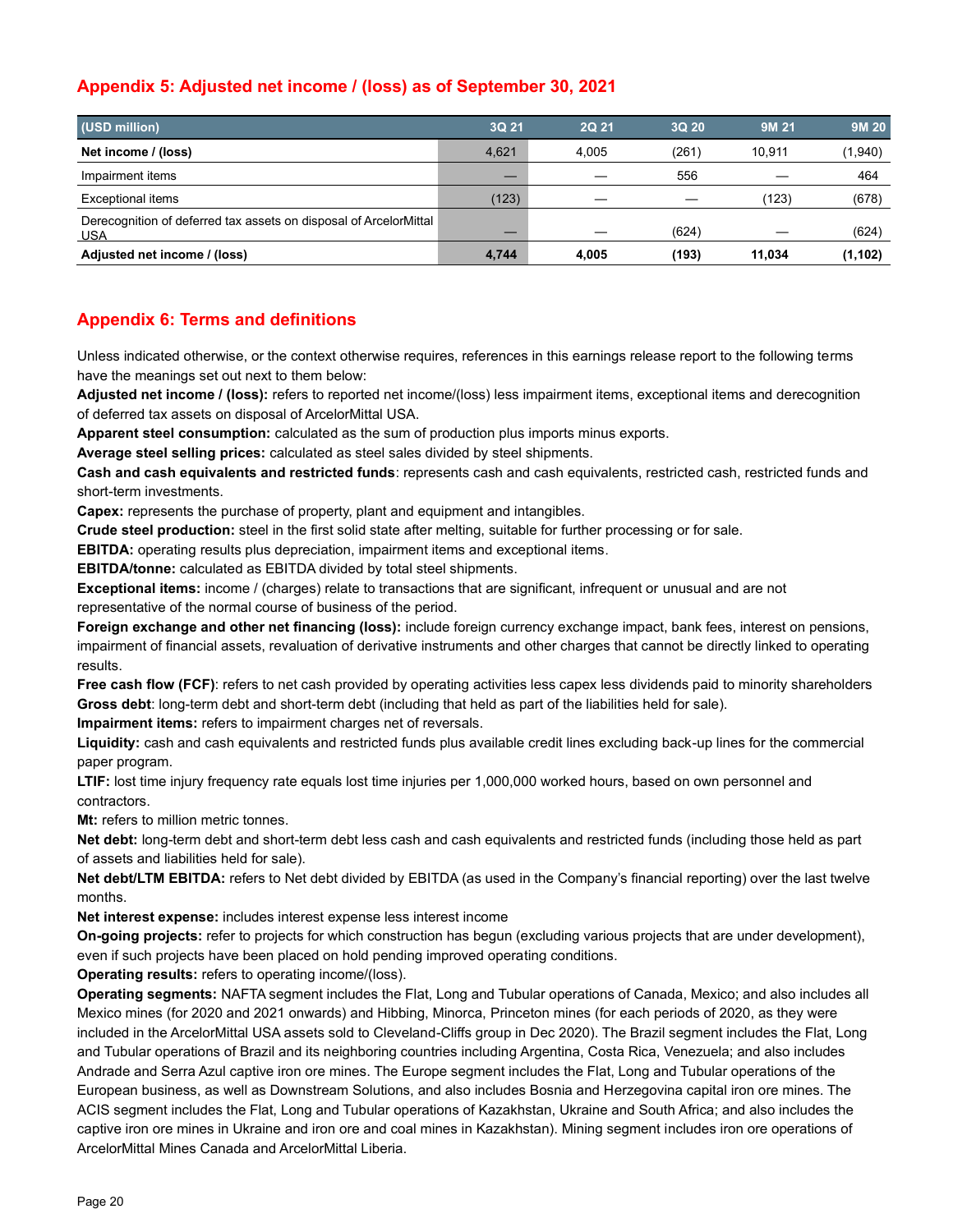## Appendix 5: Adjusted net income / (loss) as of September 30, 2021

| (USD million) | 3Q 21 | 2Q 21 | 3Q 20 | 9M 21 | 9M 20 |
|---|---|---|---|---|---|
| **Net income / (loss)** | 4,621 | 4,005 | (261) | 10,911 | (1,940) |
| Impairment items | — | — | 556 | — | 464 |
| Exceptional items | (123) | — | — | (123) | (678) |
| Derecognition of deferred tax assets on disposal of ArcelorMittal USA | — | — | (624) | — | (624) |
| **Adjusted net income / (loss)** | **4,744** | **4,005** | **(193)** | **11,034** | **(1,102)** |

## Appendix 6: Terms and definitions

Unless indicated otherwise, or the context otherwise requires, references in this earnings release report to the following terms have the meanings set out next to them below:

**Adjusted net income / (loss):** refers to reported net income/(loss) less impairment items, exceptional items and derecognition of deferred tax assets on disposal of ArcelorMittal USA.

**Apparent steel consumption:** calculated as the sum of production plus imports minus exports.

**Average steel selling prices:** calculated as steel sales divided by steel shipments.

**Cash and cash equivalents and restricted funds**: represents cash and cash equivalents, restricted cash, restricted funds and short-term investments.

**Capex:** represents the purchase of property, plant and equipment and intangibles.

**Crude steel production:** steel in the first solid state after melting, suitable for further processing or for sale.

**EBITDA:** operating results plus depreciation, impairment items and exceptional items.

**EBITDA/tonne:** calculated as EBITDA divided by total steel shipments.

**Exceptional items:** income / (charges) relate to transactions that are significant, infrequent or unusual and are not representative of the normal course of business of the period.

**Foreign exchange and other net financing (loss):** include foreign currency exchange impact, bank fees, interest on pensions, impairment of financial assets, revaluation of derivative instruments and other charges that cannot be directly linked to operating results.

**Free cash flow (FCF)**: refers to net cash provided by operating activities less capex less dividends paid to minority shareholders

**Gross debt**: long-term debt and short-term debt (including that held as part of the liabilities held for sale).

**Impairment items:** refers to impairment charges net of reversals.

**Liquidity:** cash and cash equivalents and restricted funds plus available credit lines excluding back-up lines for the commercial paper program.

**LTIF:** lost time injury frequency rate equals lost time injuries per 1,000,000 worked hours, based on own personnel and contractors.

**Mt:** refers to million metric tonnes.

**Net debt:** long-term debt and short-term debt less cash and cash equivalents and restricted funds (including those held as part of assets and liabilities held for sale).

**Net debt/LTM EBITDA:** refers to Net debt divided by EBITDA (as used in the Company's financial reporting) over the last twelve months.

**Net interest expense:** includes interest expense less interest income

**On-going projects:** refer to projects for which construction has begun (excluding various projects that are under development), even if such projects have been placed on hold pending improved operating conditions.

**Operating results:** refers to operating income/(loss).

**Operating segments:** NAFTA segment includes the Flat, Long and Tubular operations of Canada, Mexico; and also includes all Mexico mines (for 2020 and 2021 onwards) and Hibbing, Minorca, Princeton mines (for each periods of 2020, as they were included in the ArcelorMittal USA assets sold to Cleveland-Cliffs group in Dec 2020). The Brazil segment includes the Flat, Long and Tubular operations of Brazil and its neighboring countries including Argentina, Costa Rica, Venezuela; and also includes Andrade and Serra Azul captive iron ore mines. The Europe segment includes the Flat, Long and Tubular operations of the European business, as well as Downstream Solutions, and also includes Bosnia and Herzegovina capital iron ore mines. The ACIS segment includes the Flat, Long and Tubular operations of Kazakhstan, Ukraine and South Africa; and also includes the captive iron ore mines in Ukraine and iron ore and coal mines in Kazakhstan). Mining segment includes iron ore operations of ArcelorMittal Mines Canada and ArcelorMittal Liberia.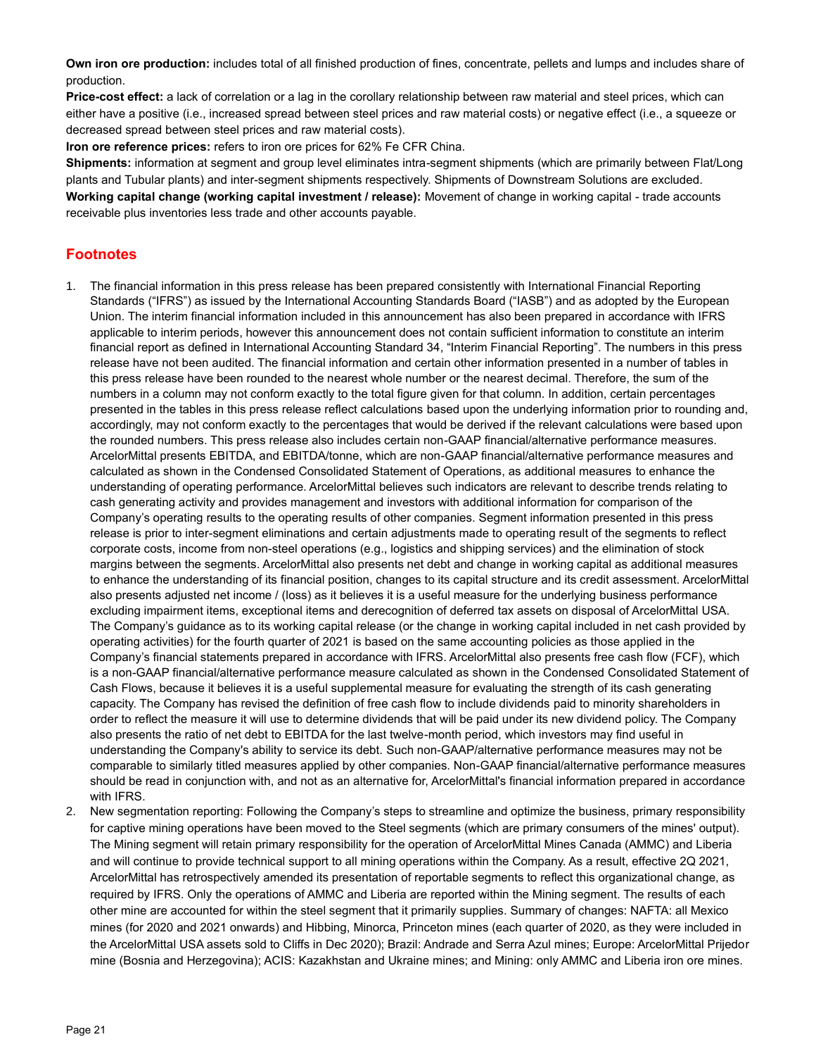**Own iron ore production:** includes total of all finished production of fines, concentrate, pellets and lumps and includes share of production.

**Price-cost effect:** a lack of correlation or a lag in the corollary relationship between raw material and steel prices, which can either have a positive (i.e., increased spread between steel prices and raw material costs) or negative effect (i.e., a squeeze or decreased spread between steel prices and raw material costs).

**Iron ore reference prices:** refers to iron ore prices for 62% Fe CFR China.

**Shipments:** information at segment and group level eliminates intra-segment shipments (which are primarily between Flat/Long plants and Tubular plants) and inter-segment shipments respectively. Shipments of Downstream Solutions are excluded.

**Working capital change (working capital investment / release):** Movement of change in working capital - trade accounts receivable plus inventories less trade and other accounts payable.

## Footnotes

1. The financial information in this press release has been prepared consistently with International Financial Reporting Standards ("IFRS") as issued by the International Accounting Standards Board ("IASB") and as adopted by the European Union. The interim financial information included in this announcement has also been prepared in accordance with IFRS applicable to interim periods, however this announcement does not contain sufficient information to constitute an interim financial report as defined in International Accounting Standard 34, "Interim Financial Reporting". The numbers in this press release have not been audited. The financial information and certain other information presented in a number of tables in this press release have been rounded to the nearest whole number or the nearest decimal. Therefore, the sum of the numbers in a column may not conform exactly to the total figure given for that column. In addition, certain percentages presented in the tables in this press release reflect calculations based upon the underlying information prior to rounding and, accordingly, may not conform exactly to the percentages that would be derived if the relevant calculations were based upon the rounded numbers. This press release also includes certain non-GAAP financial/alternative performance measures. ArcelorMittal presents EBITDA, and EBITDA/tonne, which are non-GAAP financial/alternative performance measures and calculated as shown in the Condensed Consolidated Statement of Operations, as additional measures to enhance the understanding of operating performance. ArcelorMittal believes such indicators are relevant to describe trends relating to cash generating activity and provides management and investors with additional information for comparison of the Company's operating results to the operating results of other companies. Segment information presented in this press release is prior to inter-segment eliminations and certain adjustments made to operating result of the segments to reflect corporate costs, income from non-steel operations (e.g., logistics and shipping services) and the elimination of stock margins between the segments. ArcelorMittal also presents net debt and change in working capital as additional measures to enhance the understanding of its financial position, changes to its capital structure and its credit assessment. ArcelorMittal also presents adjusted net income / (loss) as it believes it is a useful measure for the underlying business performance excluding impairment items, exceptional items and derecognition of deferred tax assets on disposal of ArcelorMittal USA. The Company's guidance as to its working capital release (or the change in working capital included in net cash provided by operating activities) for the fourth quarter of 2021 is based on the same accounting policies as those applied in the Company's financial statements prepared in accordance with IFRS. ArcelorMittal also presents free cash flow (FCF), which is a non-GAAP financial/alternative performance measure calculated as shown in the Condensed Consolidated Statement of Cash Flows, because it believes it is a useful supplemental measure for evaluating the strength of its cash generating capacity. The Company has revised the definition of free cash flow to include dividends paid to minority shareholders in order to reflect the measure it will use to determine dividends that will be paid under its new dividend policy. The Company also presents the ratio of net debt to EBITDA for the last twelve-month period, which investors may find useful in understanding the Company's ability to service its debt. Such non-GAAP/alternative performance measures may not be comparable to similarly titled measures applied by other companies. Non-GAAP financial/alternative performance measures should be read in conjunction with, and not as an alternative for, ArcelorMittal's financial information prepared in accordance with IFRS.
2. New segmentation reporting: Following the Company's steps to streamline and optimize the business, primary responsibility for captive mining operations have been moved to the Steel segments (which are primary consumers of the mines' output). The Mining segment will retain primary responsibility for the operation of ArcelorMittal Mines Canada (AMMC) and Liberia and will continue to provide technical support to all mining operations within the Company. As a result, effective 2Q 2021, ArcelorMittal has retrospectively amended its presentation of reportable segments to reflect this organizational change, as required by IFRS. Only the operations of AMMC and Liberia are reported within the Mining segment. The results of each other mine are accounted for within the steel segment that it primarily supplies. Summary of changes: NAFTA: all Mexico mines (for 2020 and 2021 onwards) and Hibbing, Minorca, Princeton mines (each quarter of 2020, as they were included in the ArcelorMittal USA assets sold to Cliffs in Dec 2020); Brazil: Andrade and Serra Azul mines; Europe: ArcelorMittal Prijedor mine (Bosnia and Herzegovina); ACIS: Kazakhstan and Ukraine mines; and Mining: only AMMC and Liberia iron ore mines.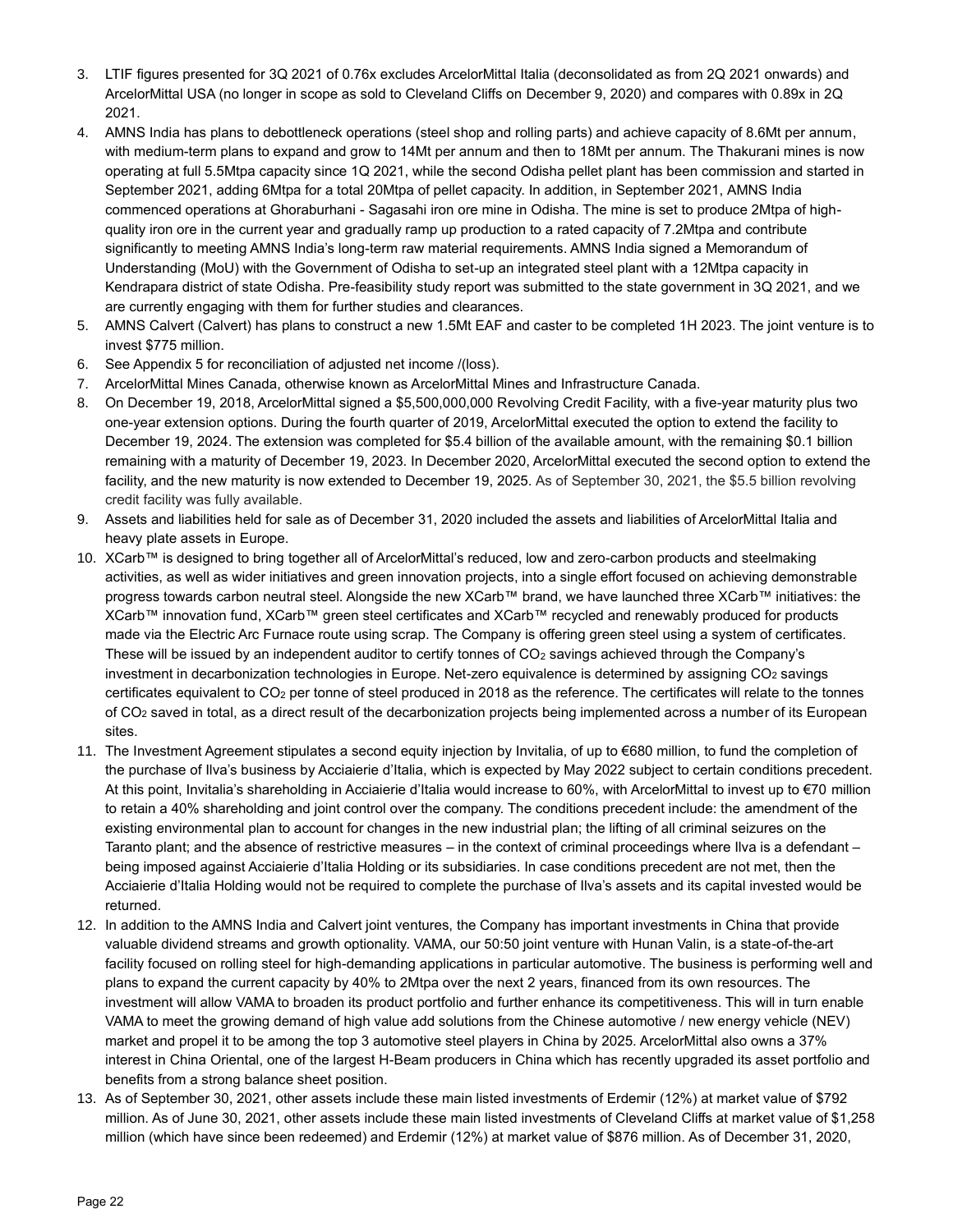3. LTIF figures presented for 3Q 2021 of 0.76x excludes ArcelorMittal Italia (deconsolidated as from 2Q 2021 onwards) and ArcelorMittal USA (no longer in scope as sold to Cleveland Cliffs on December 9, 2020) and compares with 0.89x in 2Q 2021.
4. AMNS India has plans to debottleneck operations (steel shop and rolling parts) and achieve capacity of 8.6Mt per annum, with medium-term plans to expand and grow to 14Mt per annum and then to 18Mt per annum. The Thakurani mines is now operating at full 5.5Mtpa capacity since 1Q 2021, while the second Odisha pellet plant has been commission and started in September 2021, adding 6Mtpa for a total 20Mtpa of pellet capacity. In addition, in September 2021, AMNS India commenced operations at Ghoraburhani - Sagasahi iron ore mine in Odisha. The mine is set to produce 2Mtpa of high-quality iron ore in the current year and gradually ramp up production to a rated capacity of 7.2Mtpa and contribute significantly to meeting AMNS India's long-term raw material requirements. AMNS India signed a Memorandum of Understanding (MoU) with the Government of Odisha to set-up an integrated steel plant with a 12Mtpa capacity in Kendrapara district of state Odisha. Pre-feasibility study report was submitted to the state government in 3Q 2021, and we are currently engaging with them for further studies and clearances.
5. AMNS Calvert (Calvert) has plans to construct a new 1.5Mt EAF and caster to be completed 1H 2023. The joint venture is to invest $775 million.
6. See Appendix 5 for reconciliation of adjusted net income /(loss).
7. ArcelorMittal Mines Canada, otherwise known as ArcelorMittal Mines and Infrastructure Canada.
8. On December 19, 2018, ArcelorMittal signed a $5,500,000,000 Revolving Credit Facility, with a five-year maturity plus two one-year extension options. During the fourth quarter of 2019, ArcelorMittal executed the option to extend the facility to December 19, 2024. The extension was completed for $5.4 billion of the available amount, with the remaining $0.1 billion remaining with a maturity of December 19, 2023. In December 2020, ArcelorMittal executed the second option to extend the facility, and the new maturity is now extended to December 19, 2025. As of September 30, 2021, the $5.5 billion revolving credit facility was fully available.
9. Assets and liabilities held for sale as of December 31, 2020 included the assets and liabilities of ArcelorMittal Italia and heavy plate assets in Europe.
10. XCarb™ is designed to bring together all of ArcelorMittal's reduced, low and zero-carbon products and steelmaking activities, as well as wider initiatives and green innovation projects, into a single effort focused on achieving demonstrable progress towards carbon neutral steel. Alongside the new XCarb™ brand, we have launched three XCarb™ initiatives: the XCarb™ innovation fund, XCarb™ green steel certificates and XCarb™ recycled and renewably produced for products made via the Electric Arc Furnace route using scrap. The Company is offering green steel using a system of certificates. These will be issued by an independent auditor to certify tonnes of $CO_2$ savings achieved through the Company's investment in decarbonization technologies in Europe. Net-zero equivalence is determined by assigning $CO_2$ savings certificates equivalent to $CO_2$ per tonne of steel produced in 2018 as the reference. The certificates will relate to the tonnes of $CO_2$ saved in total, as a direct result of the decarbonization projects being implemented across a number of its European sites.
11. The Investment Agreement stipulates a second equity injection by Invitalia, of up to €680 million, to fund the completion of the purchase of Ilva's business by Acciaierie d'Italia, which is expected by May 2022 subject to certain conditions precedent. At this point, Invitalia's shareholding in Acciaierie d'Italia would increase to 60%, with ArcelorMittal to invest up to €70 million to retain a 40% shareholding and joint control over the company. The conditions precedent include: the amendment of the existing environmental plan to account for changes in the new industrial plan; the lifting of all criminal seizures on the Taranto plant; and the absence of restrictive measures – in the context of criminal proceedings where Ilva is a defendant – being imposed against Acciaierie d'Italia Holding or its subsidiaries. In case conditions precedent are not met, then the Acciaierie d'Italia Holding would not be required to complete the purchase of Ilva's assets and its capital invested would be returned.
12. In addition to the AMNS India and Calvert joint ventures, the Company has important investments in China that provide valuable dividend streams and growth optionality. VAMA, our 50:50 joint venture with Hunan Valin, is a state-of-the-art facility focused on rolling steel for high-demanding applications in particular automotive. The business is performing well and plans to expand the current capacity by 40% to 2Mtpa over the next 2 years, financed from its own resources. The investment will allow VAMA to broaden its product portfolio and further enhance its competitiveness. This will in turn enable VAMA to meet the growing demand of high value add solutions from the Chinese automotive / new energy vehicle (NEV) market and propel it to be among the top 3 automotive steel players in China by 2025. ArcelorMittal also owns a 37% interest in China Oriental, one of the largest H-Beam producers in China which has recently upgraded its asset portfolio and benefits from a strong balance sheet position.
13. As of September 30, 2021, other assets include these main listed investments of Erdemir (12%) at market value of $792 million. As of June 30, 2021, other assets include these main listed investments of Cleveland Cliffs at market value of $1,258 million (which have since been redeemed) and Erdemir (12%) at market value of $876 million. As of December 31, 2020,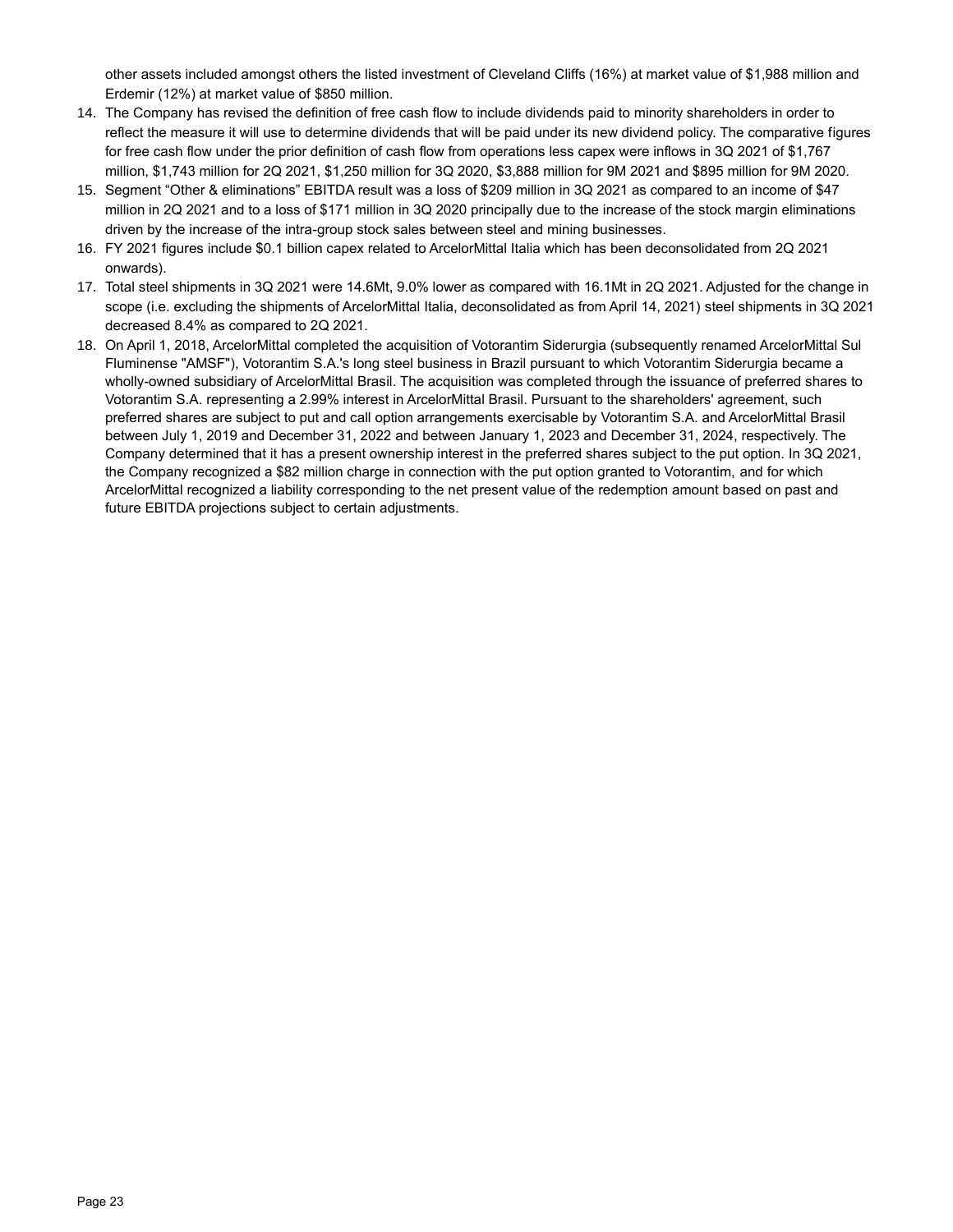other assets included amongst others the listed investment of Cleveland Cliffs (16%) at market value of $1,988 million and Erdemir (12%) at market value of $850 million.

14. The Company has revised the definition of free cash flow to include dividends paid to minority shareholders in order to reflect the measure it will use to determine dividends that will be paid under its new dividend policy. The comparative figures for free cash flow under the prior definition of cash flow from operations less capex were inflows in 3Q 2021 of $1,767 million, $1,743 million for 2Q 2021, $1,250 million for 3Q 2020, $3,888 million for 9M 2021 and $895 million for 9M 2020.
15. Segment “Other & eliminations” EBITDA result was a loss of $209 million in 3Q 2021 as compared to an income of $47 million in 2Q 2021 and to a loss of $171 million in 3Q 2020 principally due to the increase of the stock margin eliminations driven by the increase of the intra-group stock sales between steel and mining businesses.
16. FY 2021 figures include $0.1 billion capex related to ArcelorMittal Italia which has been deconsolidated from 2Q 2021 onwards).
17. Total steel shipments in 3Q 2021 were 14.6Mt, 9.0% lower as compared with 16.1Mt in 2Q 2021. Adjusted for the change in scope (i.e. excluding the shipments of ArcelorMittal Italia, deconsolidated as from April 14, 2021) steel shipments in 3Q 2021 decreased 8.4% as compared to 2Q 2021.
18. On April 1, 2018, ArcelorMittal completed the acquisition of Votorantim Siderurgia (subsequently renamed ArcelorMittal Sul Fluminense "AMSF"), Votorantim S.A.'s long steel business in Brazil pursuant to which Votorantim Siderurgia became a wholly-owned subsidiary of ArcelorMittal Brasil. The acquisition was completed through the issuance of preferred shares to Votorantim S.A. representing a 2.99% interest in ArcelorMittal Brasil. Pursuant to the shareholders' agreement, such preferred shares are subject to put and call option arrangements exercisable by Votorantim S.A. and ArcelorMittal Brasil between July 1, 2019 and December 31, 2022 and between January 1, 2023 and December 31, 2024, respectively. The Company determined that it has a present ownership interest in the preferred shares subject to the put option. In 3Q 2021, the Company recognized a $82 million charge in connection with the put option granted to Votorantim, and for which ArcelorMittal recognized a liability corresponding to the net present value of the redemption amount based on past and future EBITDA projections subject to certain adjustments.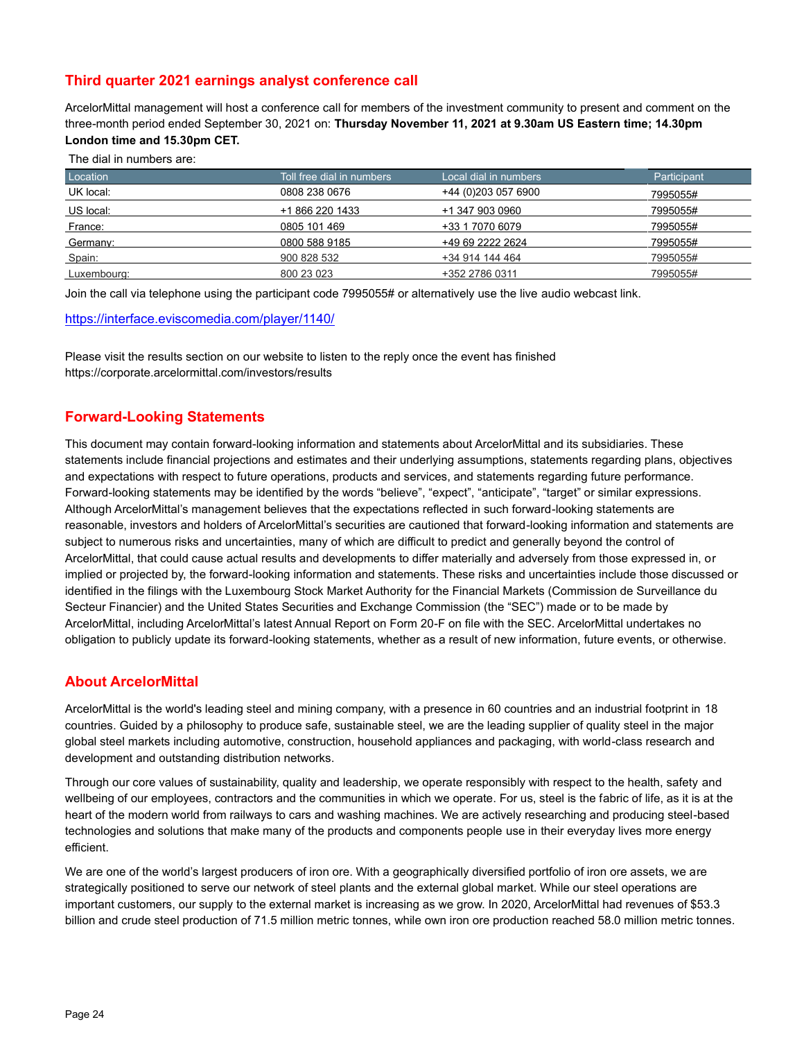## Third quarter 2021 earnings analyst conference call

ArcelorMittal management will host a conference call for members of the investment community to present and comment on the three-month period ended September 30, 2021 on: **Thursday November 11, 2021 at 9.30am US Eastern time; 14.30pm London time and 15.30pm CET.**

The dial in numbers are:

| Location | Toll free dial in numbers | Local dial in numbers | Participant |
|---|---|---|---|
| UK local: | 0808 238 0676 | +44 (0)203 057 6900 | 7995055# |
| US local: | +1 866 220 1433 | +1 347 903 0960 | 7995055# |
| France: | 0805 101 469 | +33 1 7070 6079 | 7995055# |
| Germany: | 0800 588 9185 | +49 69 2222 2624 | 7995055# |
| Spain: | 900 828 532 | +34 914 144 464 | 7995055# |
| Luxembourg: | 800 23 023 | +352 2786 0311 | 7995055# |

Join the call via telephone using the participant code 7995055# or alternatively use the live audio webcast link.

https://interface.eviscomedia.com/player/1140/

Please visit the results section on our website to listen to the reply once the event has finished https://corporate.arcelormittal.com/investors/results

## Forward-Looking Statements

This document may contain forward-looking information and statements about ArcelorMittal and its subsidiaries. These statements include financial projections and estimates and their underlying assumptions, statements regarding plans, objectives and expectations with respect to future operations, products and services, and statements regarding future performance. Forward-looking statements may be identified by the words "believe", "expect", "anticipate", "target" or similar expressions. Although ArcelorMittal's management believes that the expectations reflected in such forward-looking statements are reasonable, investors and holders of ArcelorMittal's securities are cautioned that forward-looking information and statements are subject to numerous risks and uncertainties, many of which are difficult to predict and generally beyond the control of ArcelorMittal, that could cause actual results and developments to differ materially and adversely from those expressed in, or implied or projected by, the forward-looking information and statements. These risks and uncertainties include those discussed or identified in the filings with the Luxembourg Stock Market Authority for the Financial Markets (Commission de Surveillance du Secteur Financier) and the United States Securities and Exchange Commission (the "SEC") made or to be made by ArcelorMittal, including ArcelorMittal's latest Annual Report on Form 20-F on file with the SEC. ArcelorMittal undertakes no obligation to publicly update its forward-looking statements, whether as a result of new information, future events, or otherwise.

## About ArcelorMittal

ArcelorMittal is the world's leading steel and mining company, with a presence in 60 countries and an industrial footprint in 18 countries. Guided by a philosophy to produce safe, sustainable steel, we are the leading supplier of quality steel in the major global steel markets including automotive, construction, household appliances and packaging, with world-class research and development and outstanding distribution networks.

Through our core values of sustainability, quality and leadership, we operate responsibly with respect to the health, safety and wellbeing of our employees, contractors and the communities in which we operate. For us, steel is the fabric of life, as it is at the heart of the modern world from railways to cars and washing machines. We are actively researching and producing steel-based technologies and solutions that make many of the products and components people use in their everyday lives more energy efficient.

We are one of the world's largest producers of iron ore. With a geographically diversified portfolio of iron ore assets, we are strategically positioned to serve our network of steel plants and the external global market. While our steel operations are important customers, our supply to the external market is increasing as we grow. In 2020, ArcelorMittal had revenues of $53.3 billion and crude steel production of 71.5 million metric tonnes, while own iron ore production reached 58.0 million metric tonnes.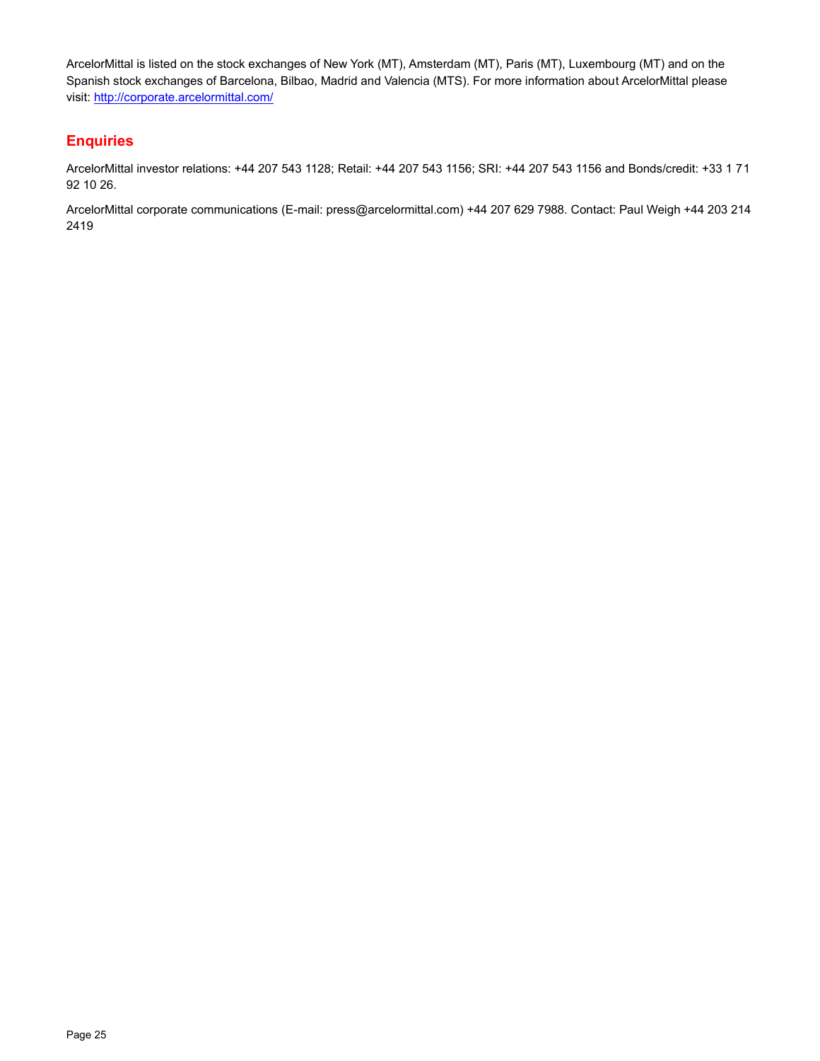ArcelorMittal is listed on the stock exchanges of New York (MT), Amsterdam (MT), Paris (MT), Luxembourg (MT) and on the Spanish stock exchanges of Barcelona, Bilbao, Madrid and Valencia (MTS). For more information about ArcelorMittal please visit: [http://corporate.arcelormittal.com/](http://corporate.arcelormittal.com/)

## Enquiries

ArcelorMittal investor relations: +44 207 543 1128; Retail: +44 207 543 1156; SRI: +44 207 543 1156 and Bonds/credit: +33 1 71 92 10 26.

ArcelorMittal corporate communications (E-mail: press@arcelormittal.com) +44 207 629 7988. Contact: Paul Weigh +44 203 214 2419